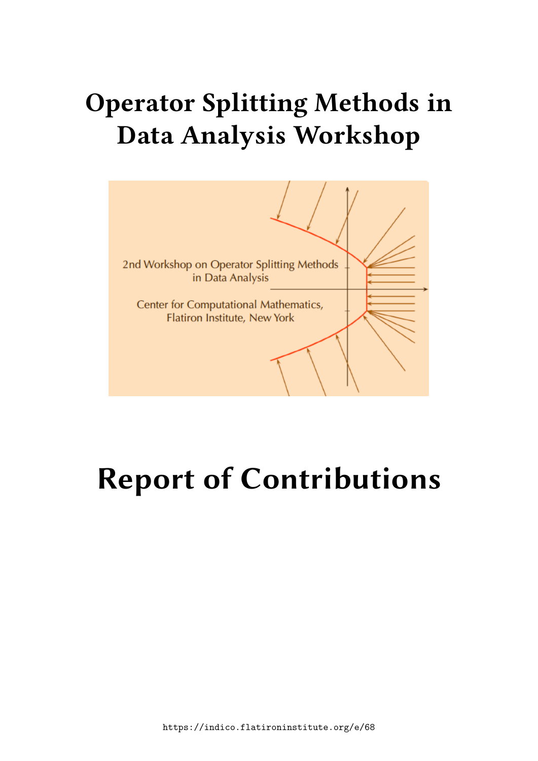# Operator Splitting Methods in Data Analysis Workshop

2nd Workshop on Operator Splitting Methods in Data Analysis

Center for Computational Mathematics, Flatiron Institute, New York

# Report of Contributions

https://indico.flatironinstitute.org/e/68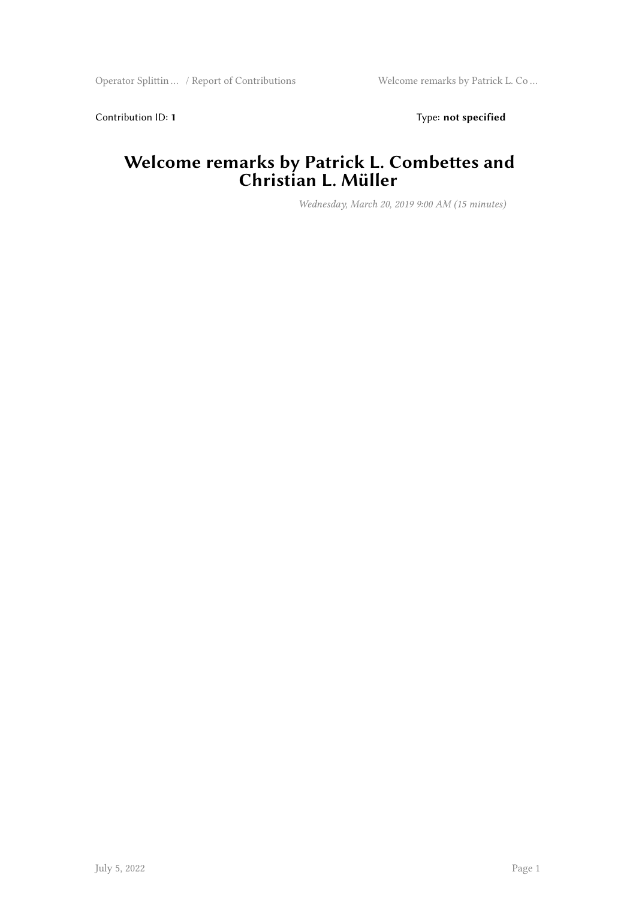Contribution ID: **1** Type: **not specified**

# Welcome remarks by Patrick L. Combettes and Christian L. Müller

*Wednesday, March 20, 2019 9:00 AM (15 minutes)*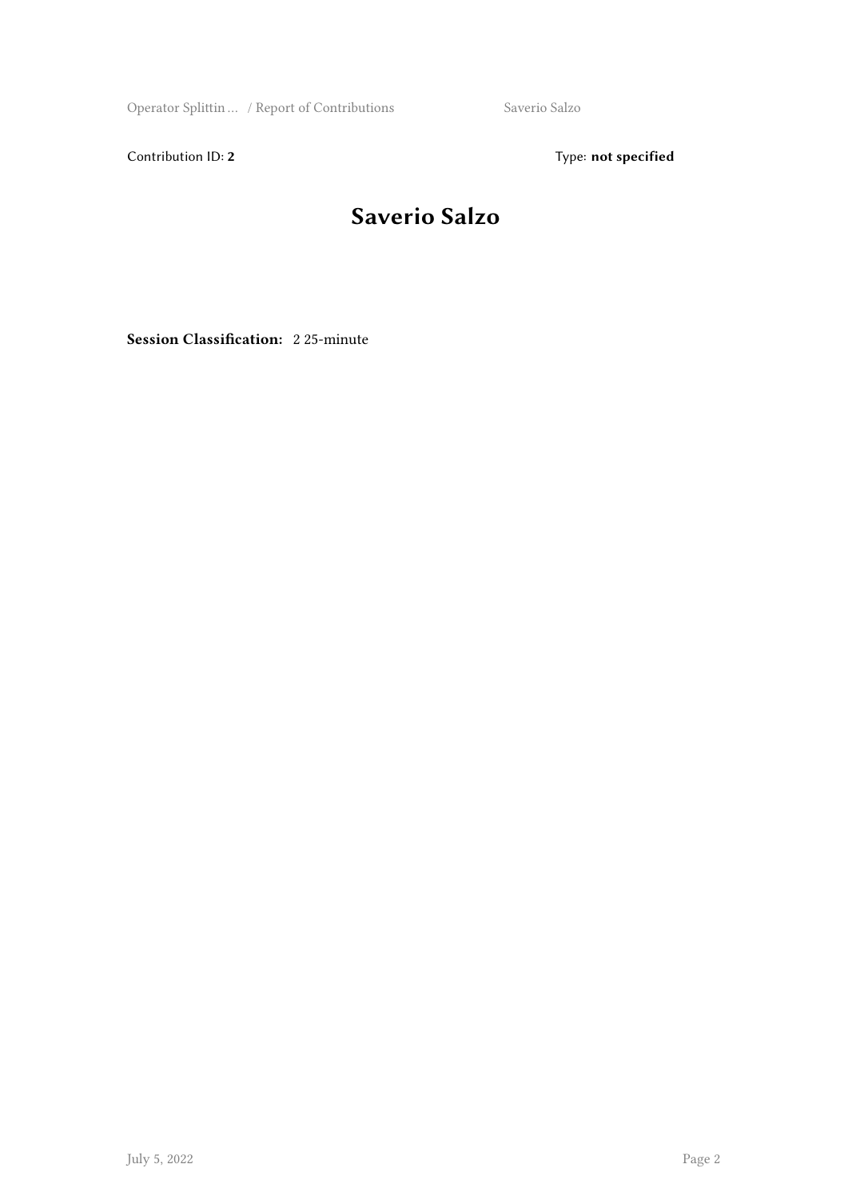Contribution ID: **2** Type: **not specified**

# Saverio Salzo

**Session Classification:** 2 25-minute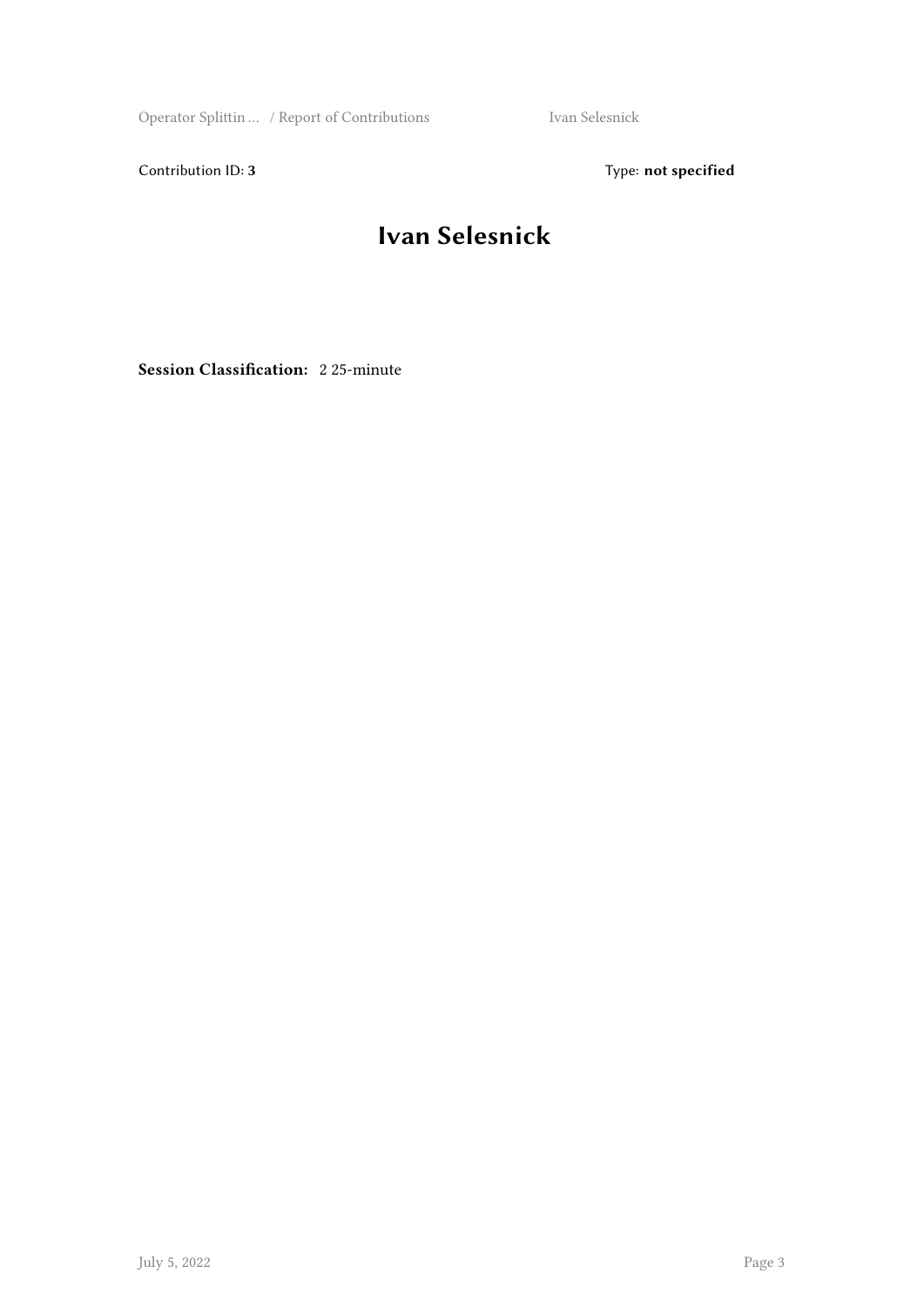Contribution ID: **3** Type: **not specified**

# Ivan Selesnick

**Session Classification:** 2 25-minute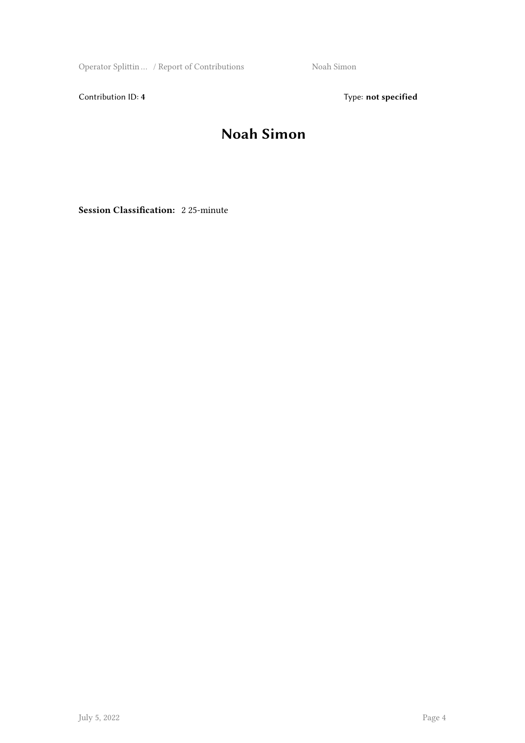Contribution ID: **4**

Type: **not specified**

# Noah Simon

**Session Classification:** 2 25-minute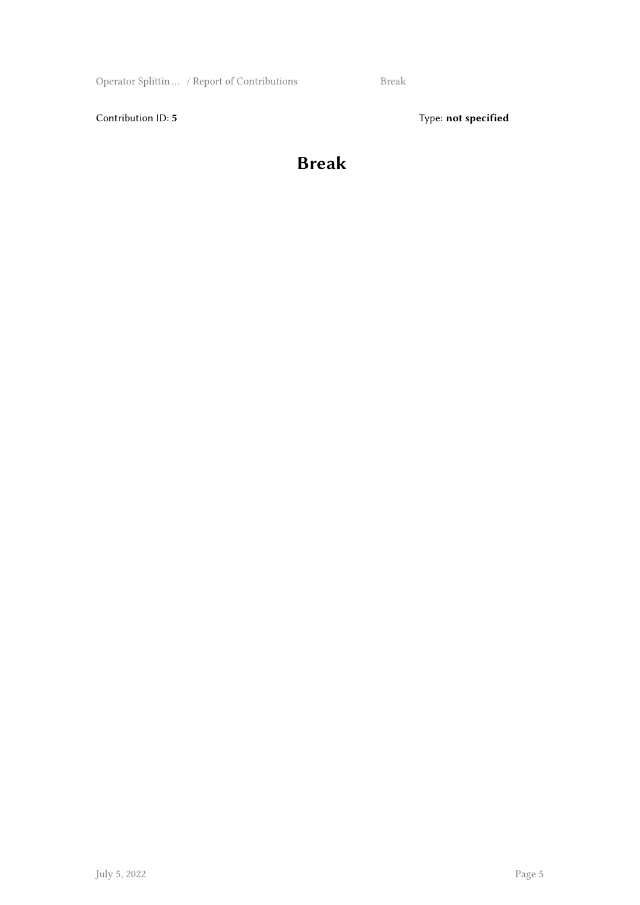Contribution ID: **5**

Type: **not specified**

# Break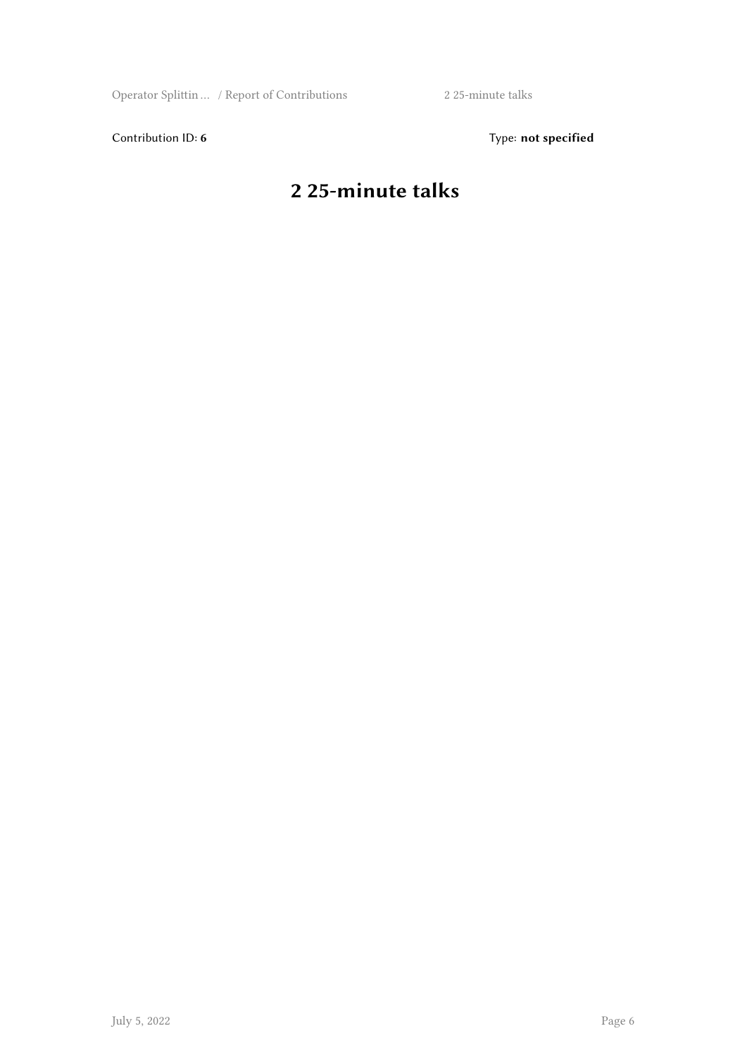Contribution ID: **6** Type: **not specified**

# 2 25-minute talks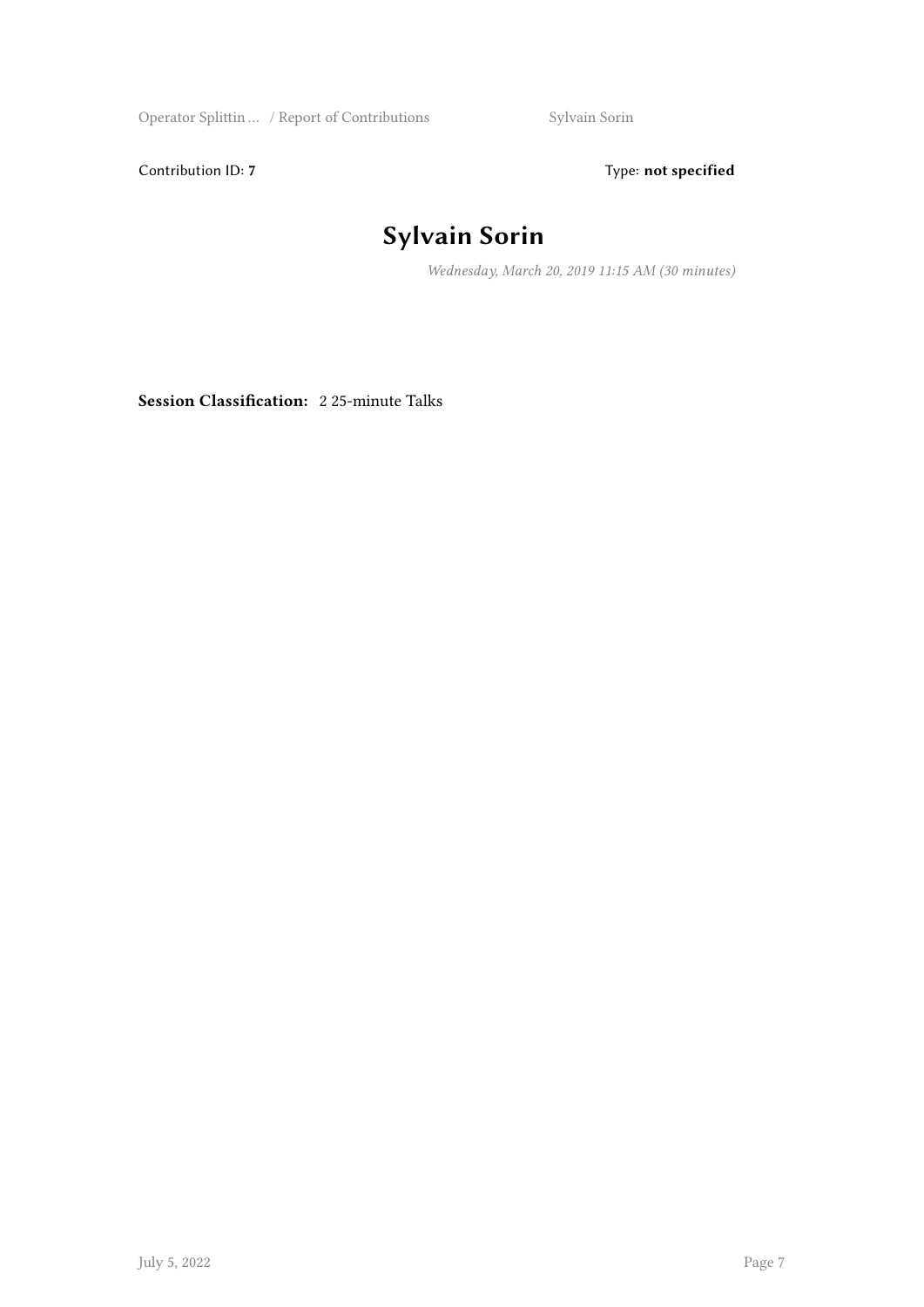Contribution ID: **7** Type: **not specified**

# Sylvain Sorin

*Wednesday, March 20, 2019 11:15 AM (30 minutes)*

**Session Classification:** 2 25-minute Talks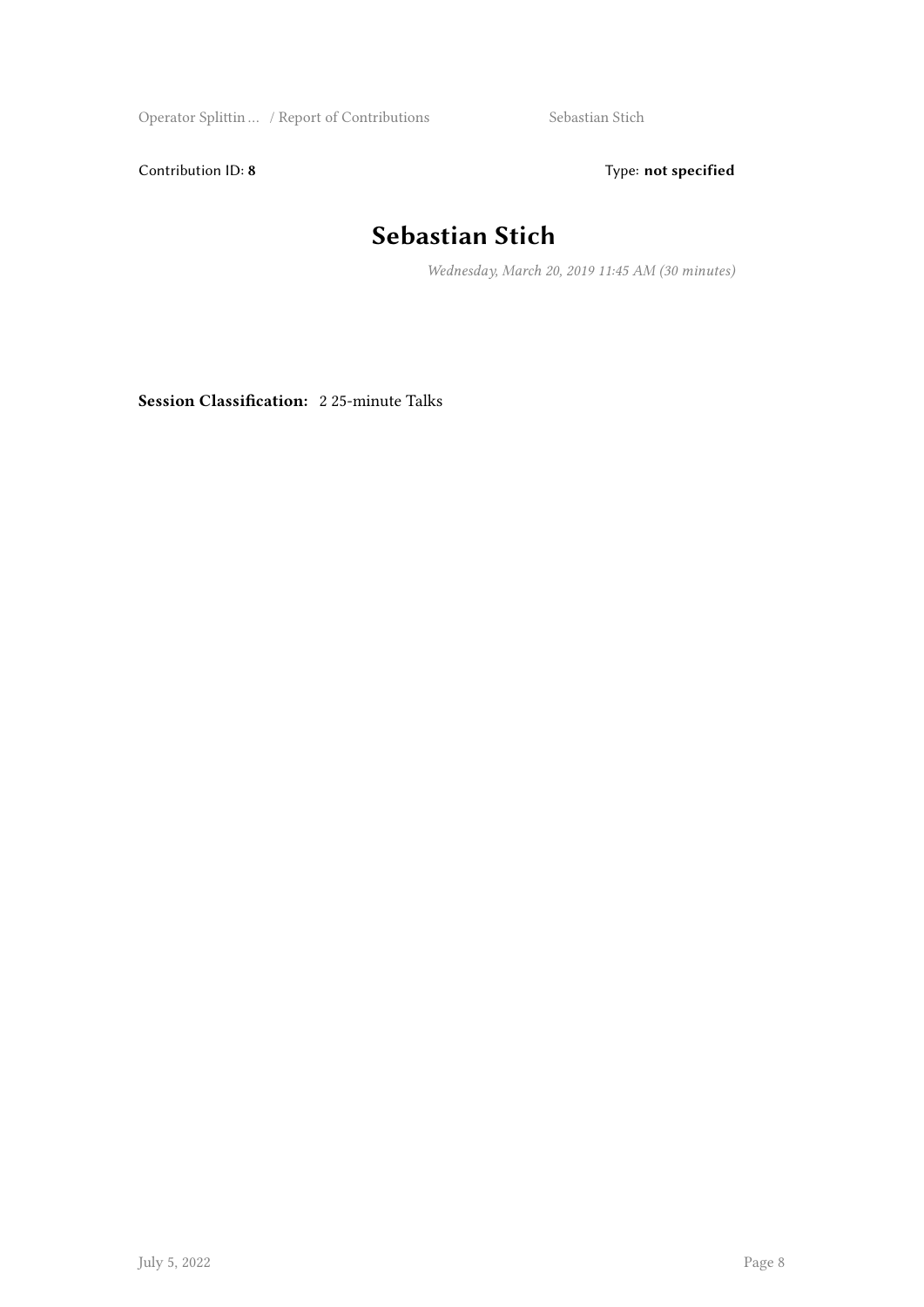Contribution ID: **8** Type: **not specified**

# Sebastian Stich

*Wednesday, March 20, 2019 11:45 AM (30 minutes)*

**Session Classification:** 2 25-minute Talks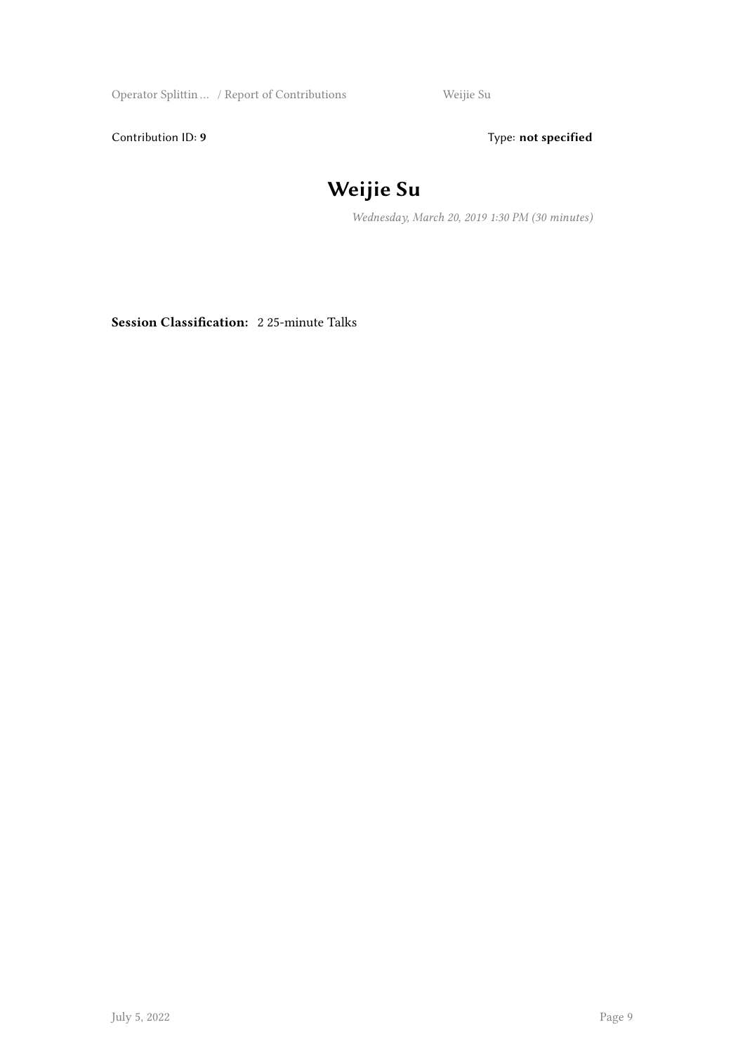Contribution ID: **9** Type: **not specified**

# Weijie Su

*Wednesday, March 20, 2019 1:30 PM (30 minutes)*

**Session Classification:** 2 25-minute Talks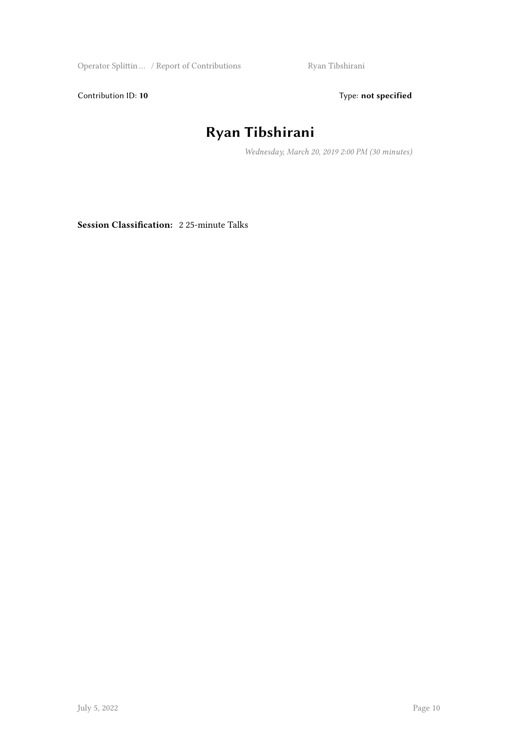Contribution ID: **10**

Type: **not specified**

# Ryan Tibshirani

*Wednesday, March 20, 2019 2:00 PM (30 minutes)*

**Session Classification:** 2 25-minute Talks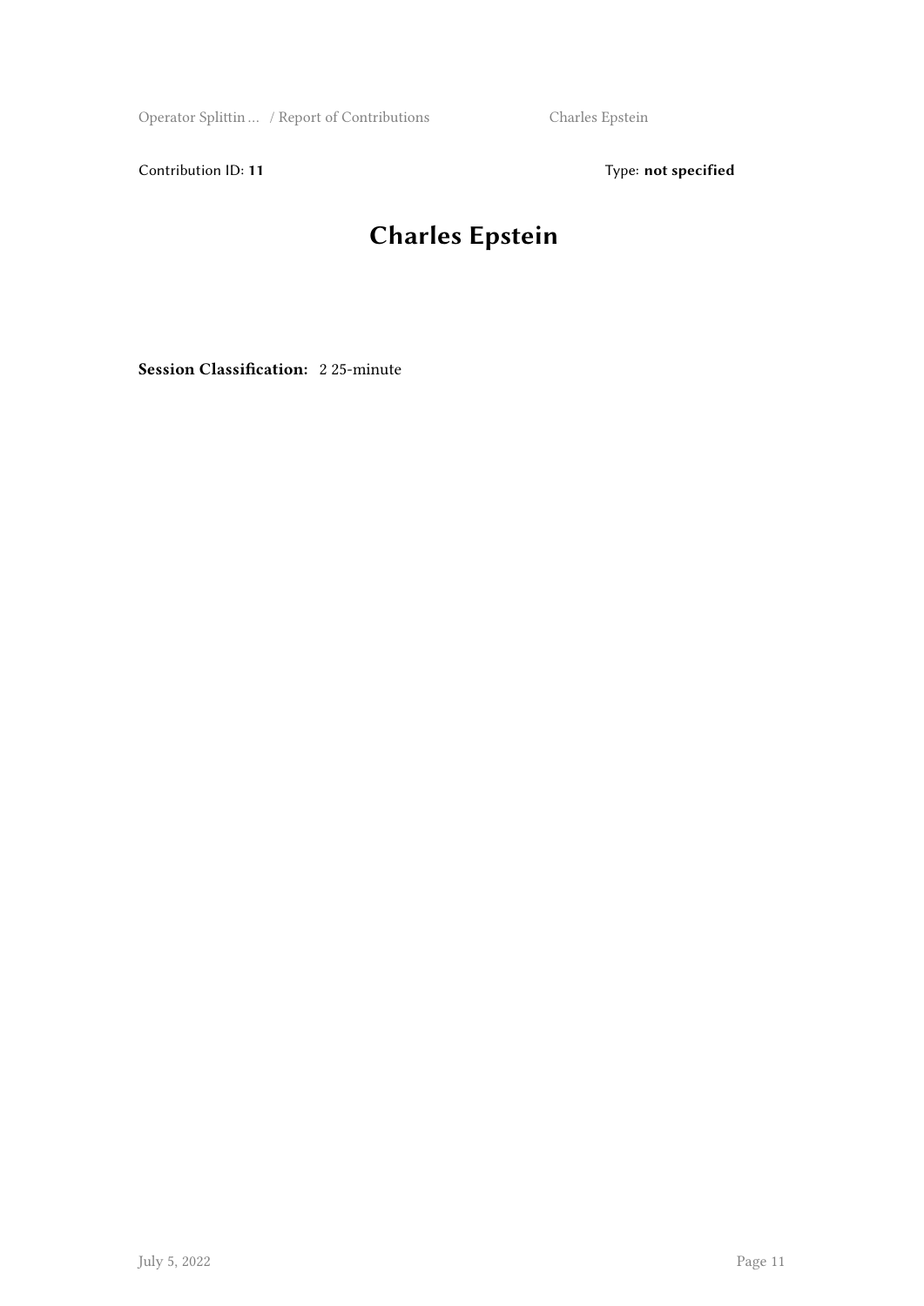Contribution ID: **11** Type: **not specified**

# Charles Epstein

**Session Classification:** 2 25-minute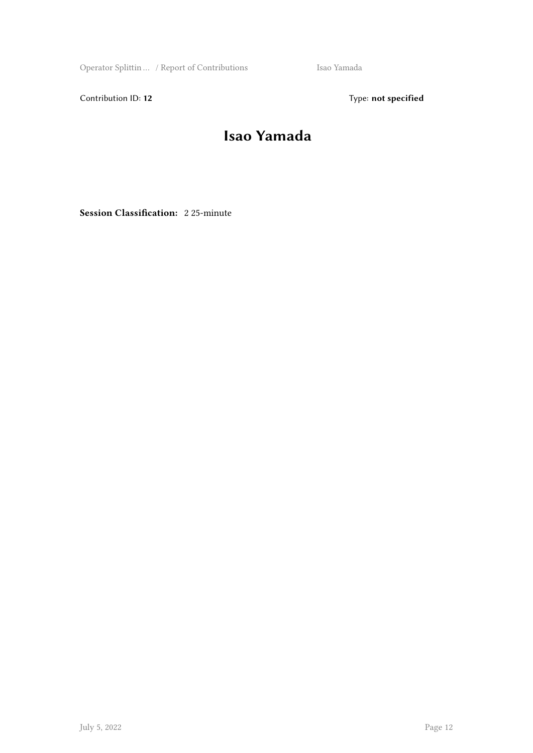Contribution ID: **12** Type: **not specified**

# Isao Yamada

**Session Classification:** 2 25-minute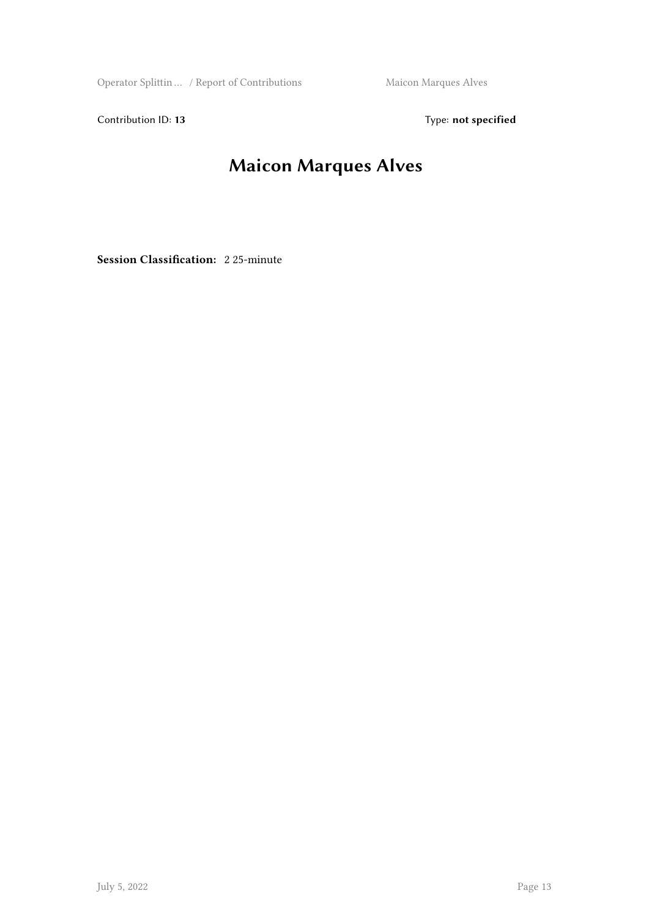Contribution ID: **13** Type: **not specified**

# Maicon Marques Alves

**Session Classification:** 2 25-minute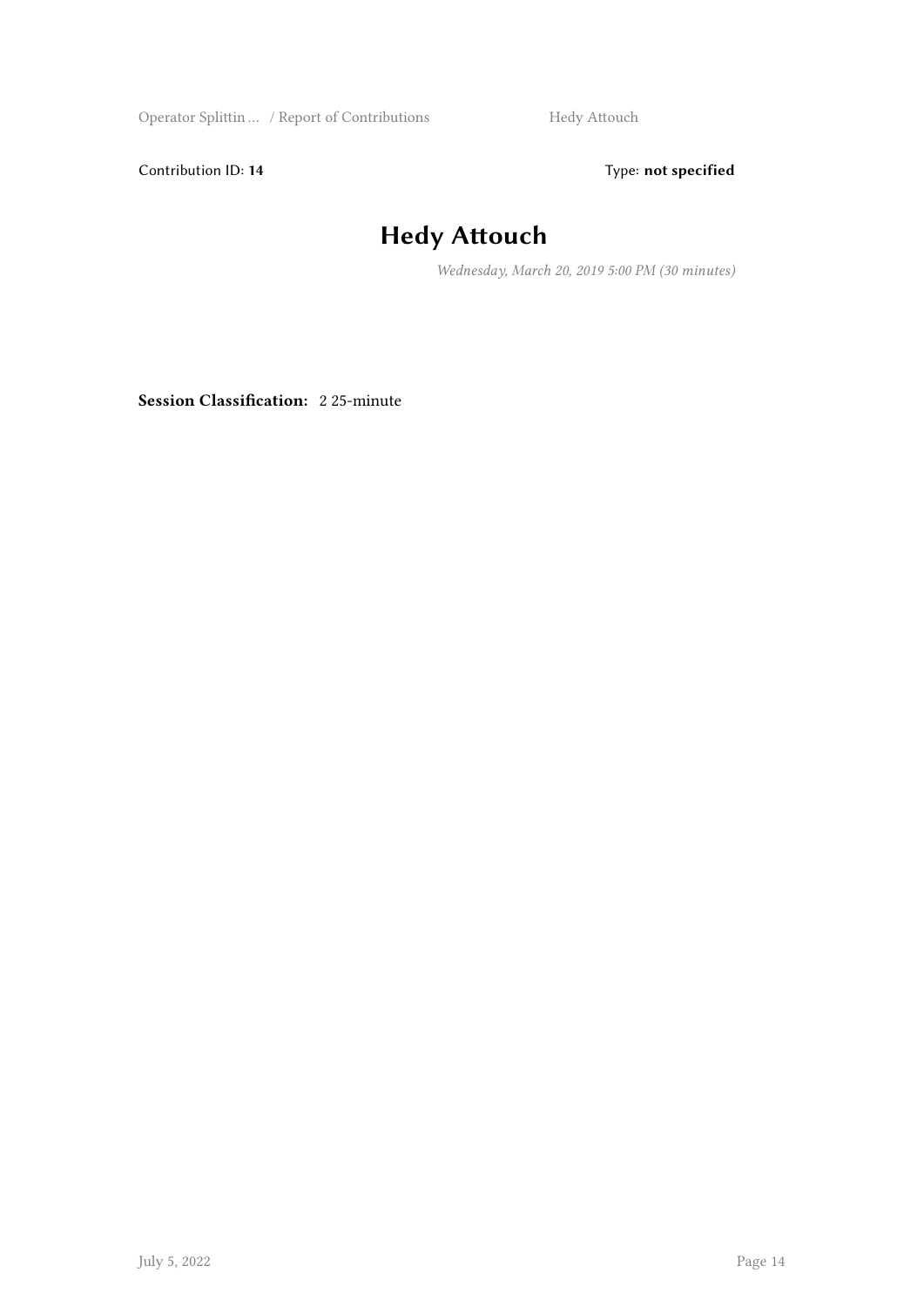Contribution ID: **14** Type: **not specified**

# Hedy Attouch

*Wednesday, March 20, 2019 5:00 PM (30 minutes)*

**Session Classification:** 2 25-minute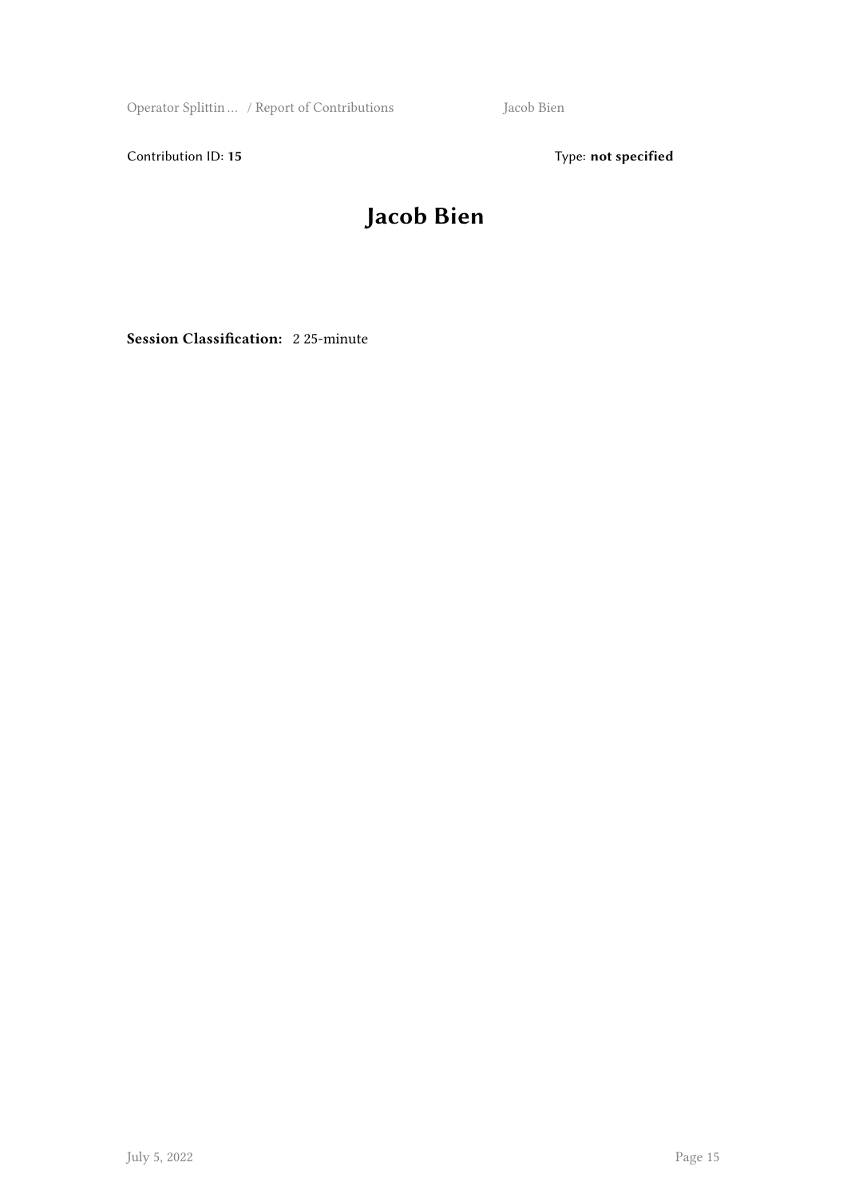Contribution ID: **15** Type: **not specified**

# Jacob Bien

**Session Classification:** 2 25-minute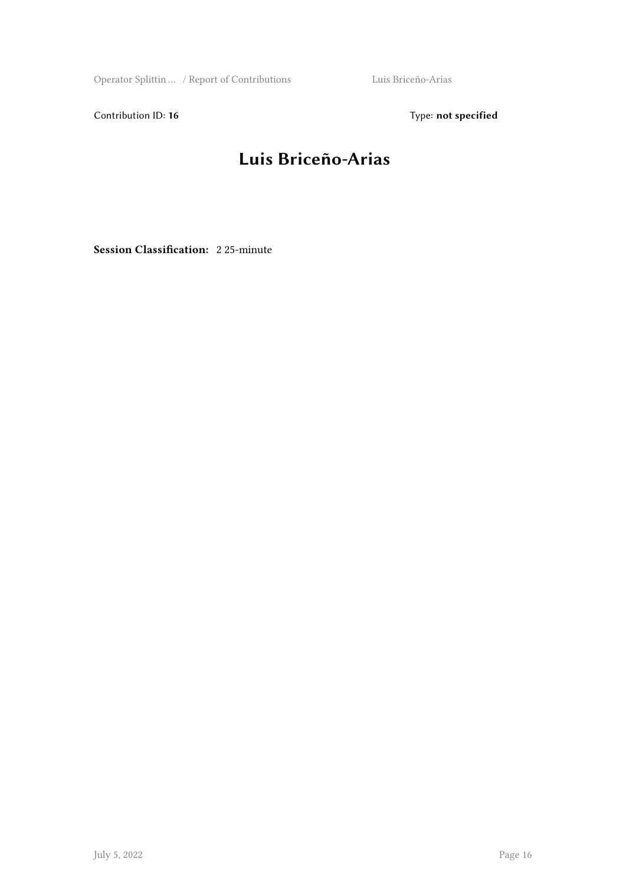Contribution ID: **16** Type: **not specified**

# Luis Briceño-Arias

**Session Classification:** 2 25-minute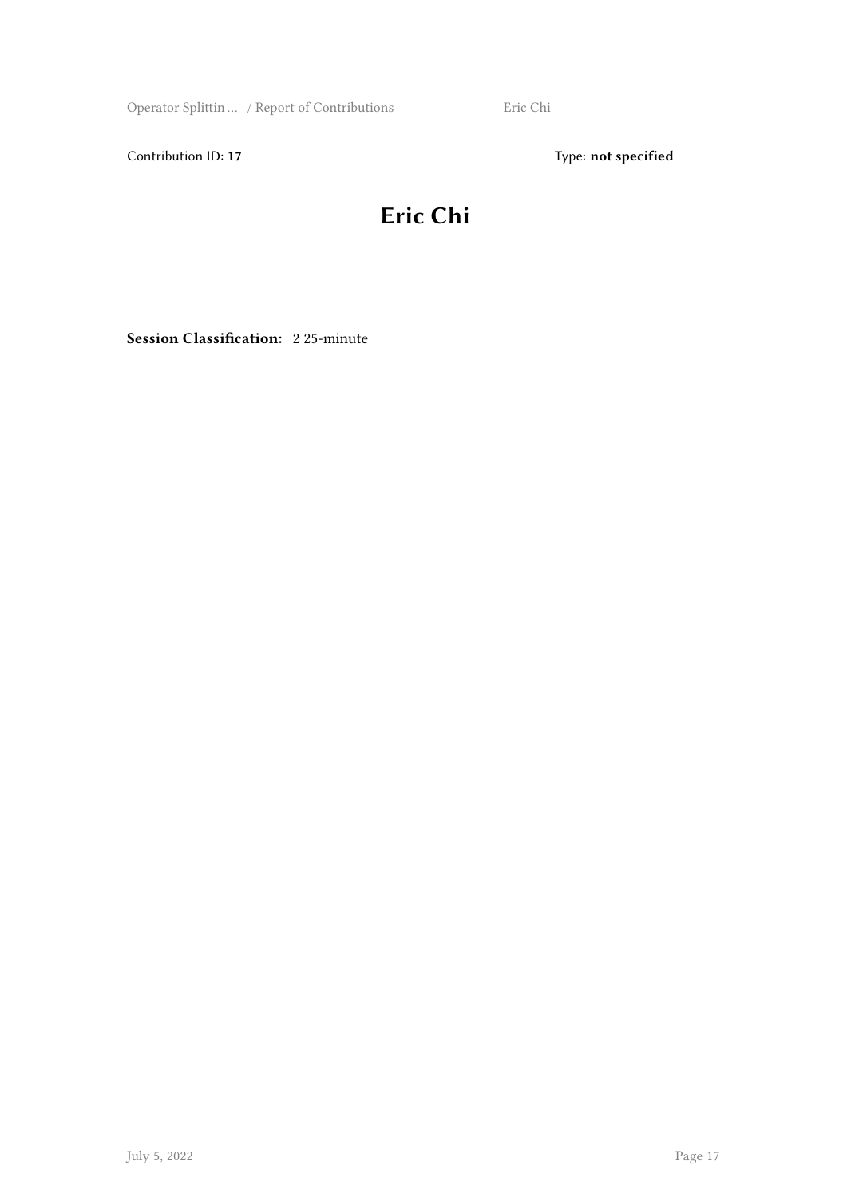Contribution ID: **17**

Type: **not specified**

# Eric Chi

**Session Classification:** 2 25-minute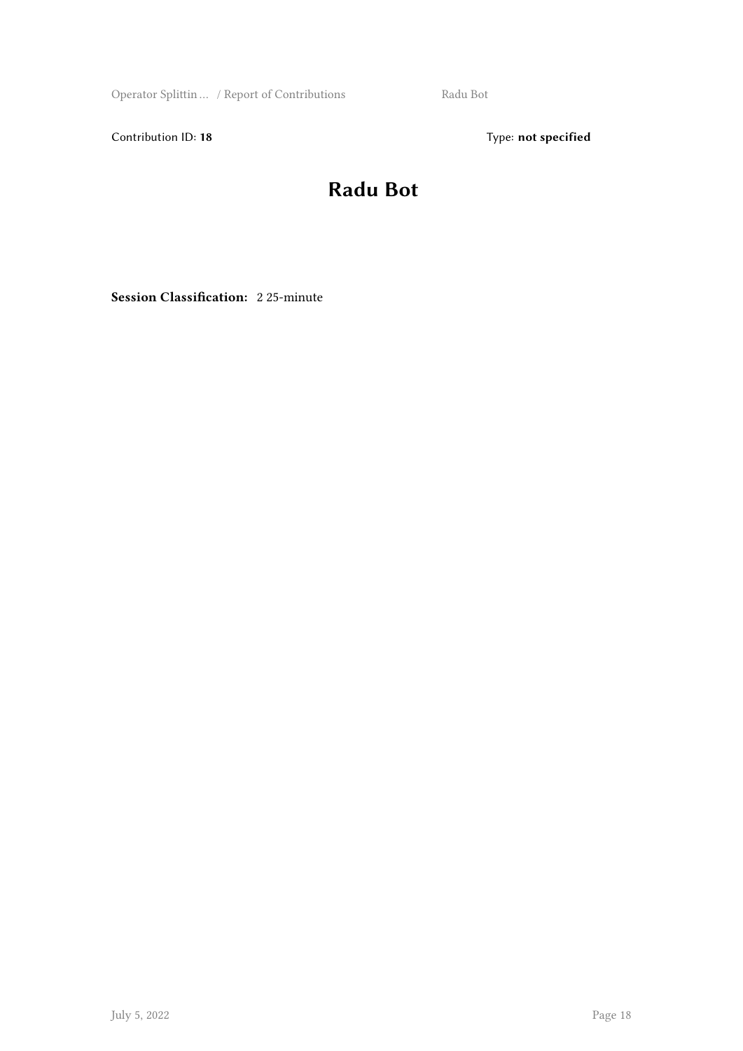Contribution ID: **18**

Type: **not specified**

# Radu Bot

**Session Classification:** 2 25-minute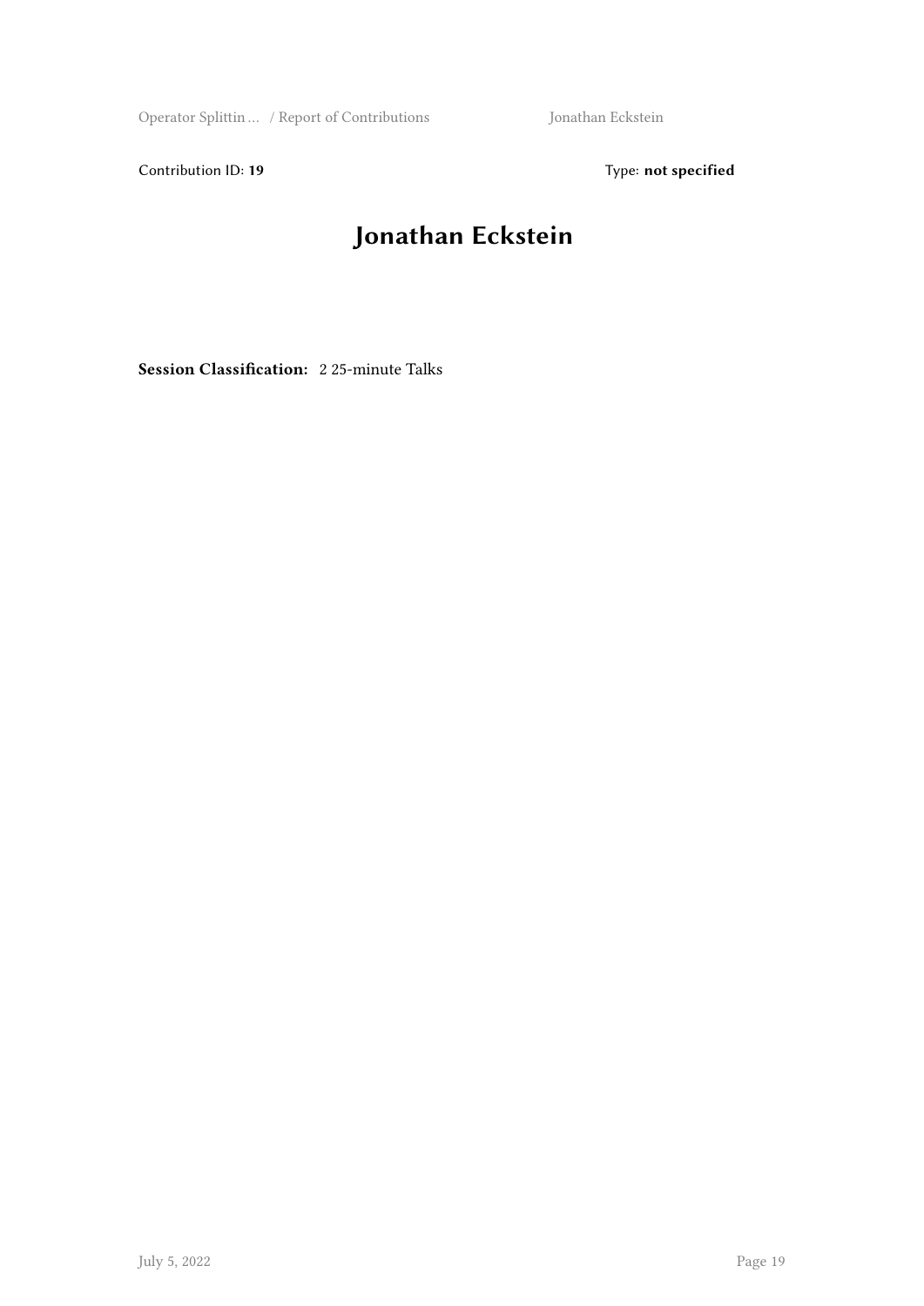Contribution ID: **19** Type: **not specified**

# Jonathan Eckstein

**Session Classification:** 2 25-minute Talks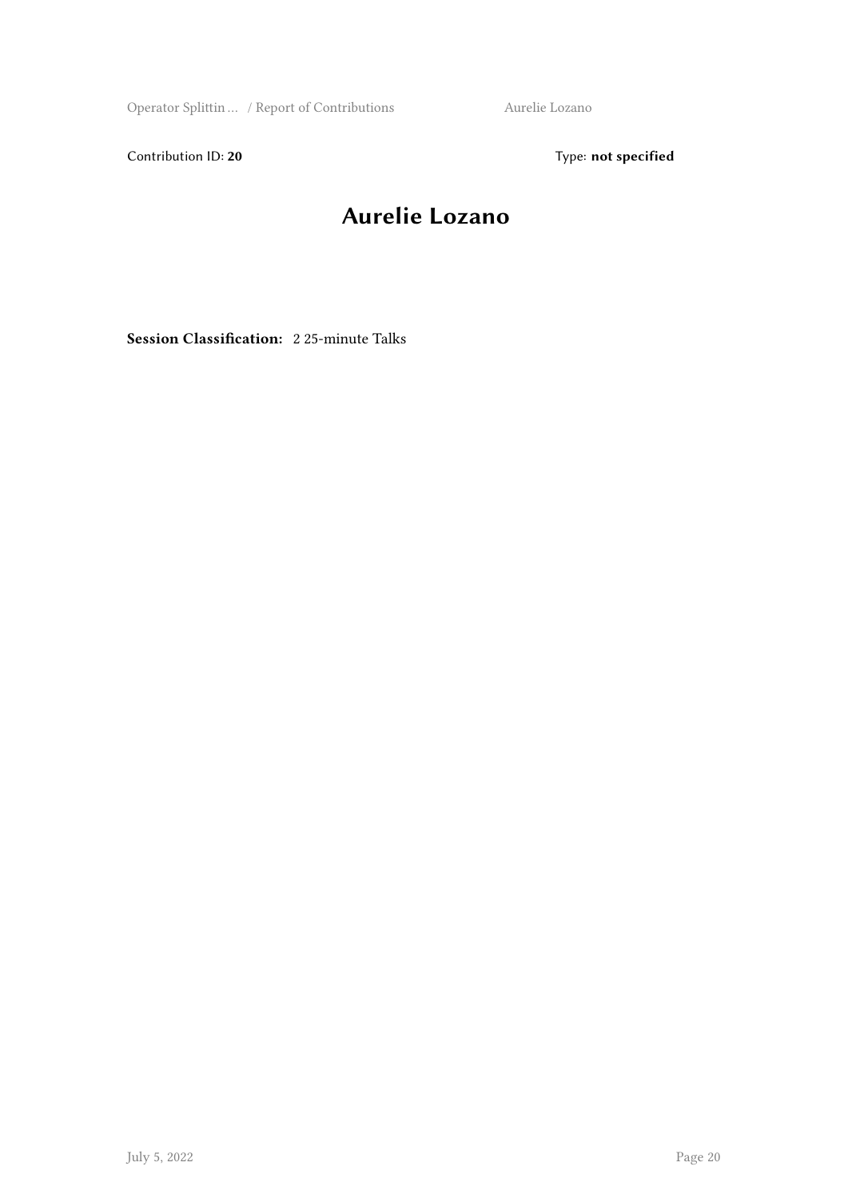Contribution ID: **20** Type: **not specified**

# Aurelie Lozano

**Session Classification:** 2 25-minute Talks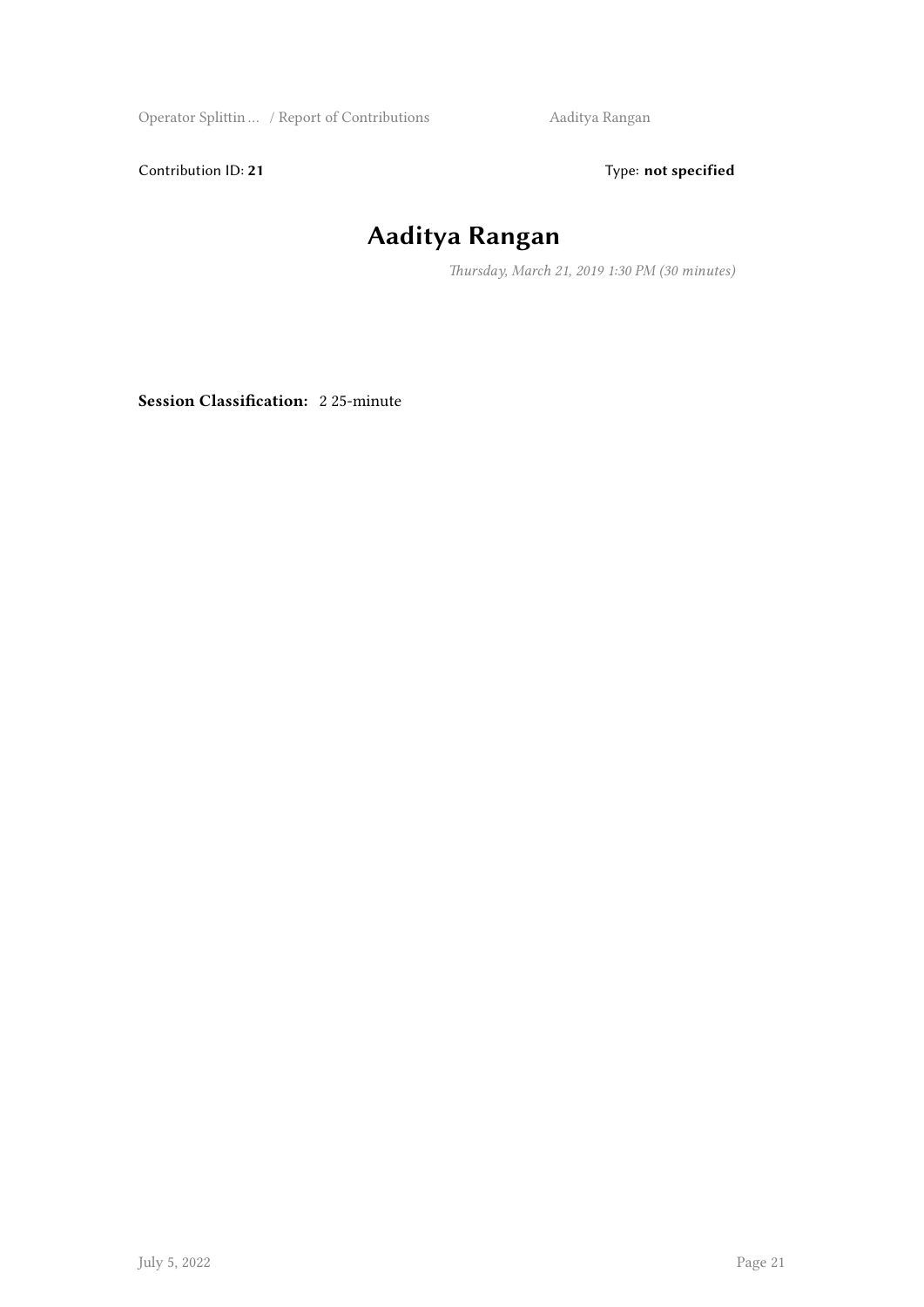Contribution ID: **21** Type: **not specified**

# Aaditya Rangan

*Thursday, March 21, 2019 1:30 PM (30 minutes)*

**Session Classification:** 2 25-minute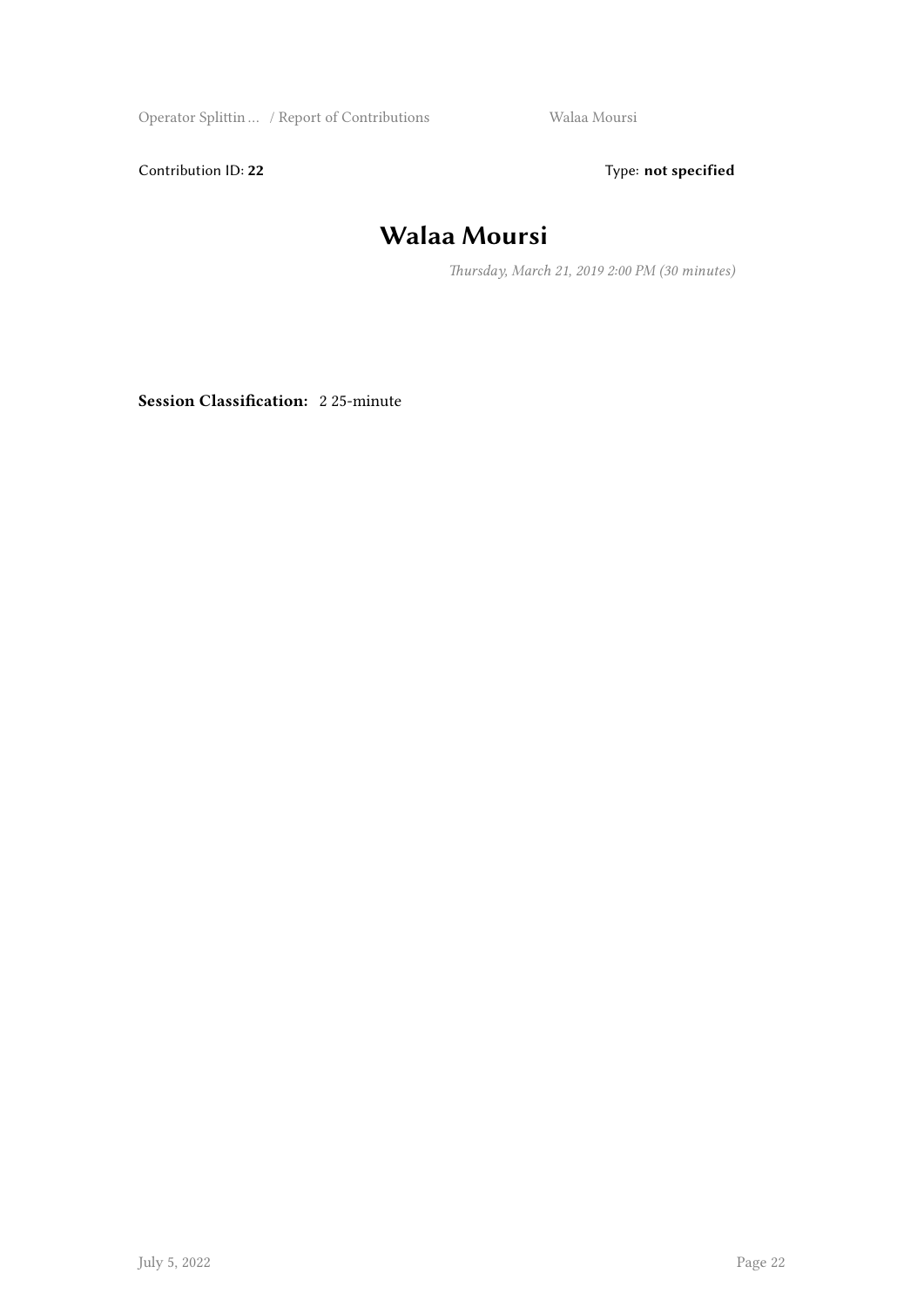Contribution ID: **22** Type: **not specified**

# Walaa Moursi

*Thursday, March 21, 2019 2:00 PM (30 minutes)*

**Session Classification:** 2 25-minute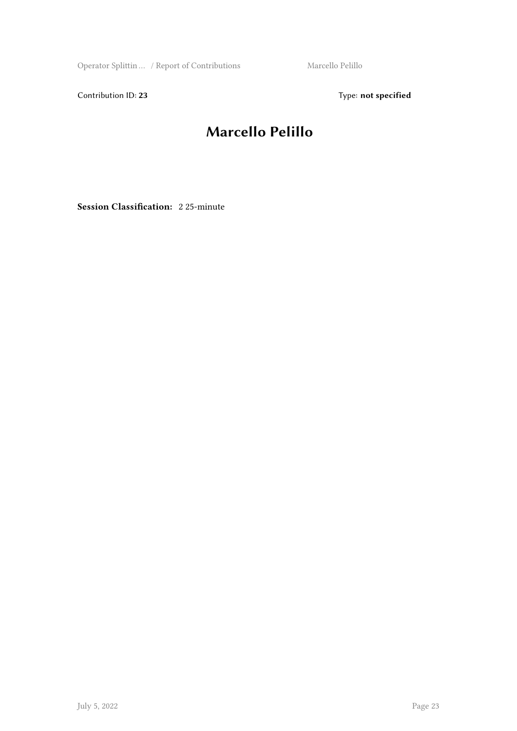Contribution ID: **23** Type: **not specified**

# Marcello Pelillo

**Session Classification:** 2 25-minute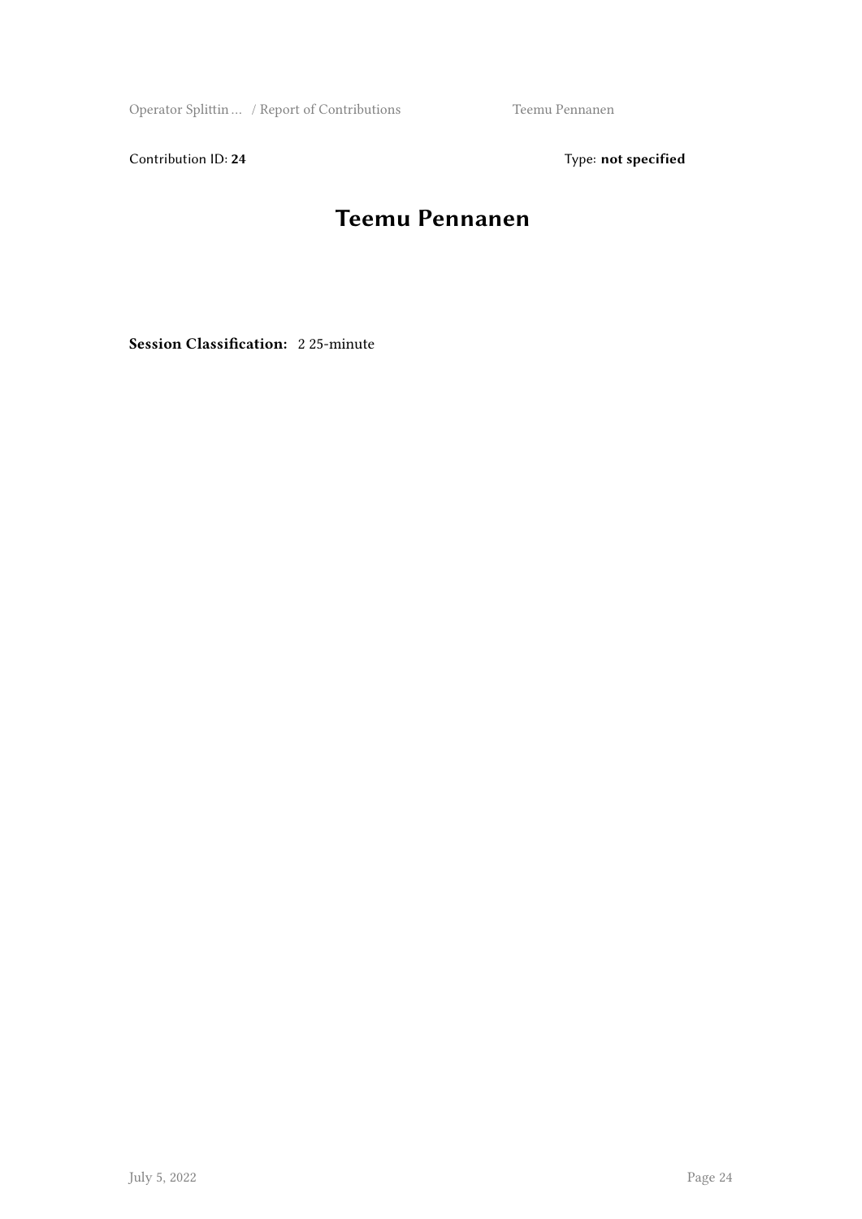Contribution ID: **24** Type: **not specified**

# Teemu Pennanen

**Session Classification:** 2 25-minute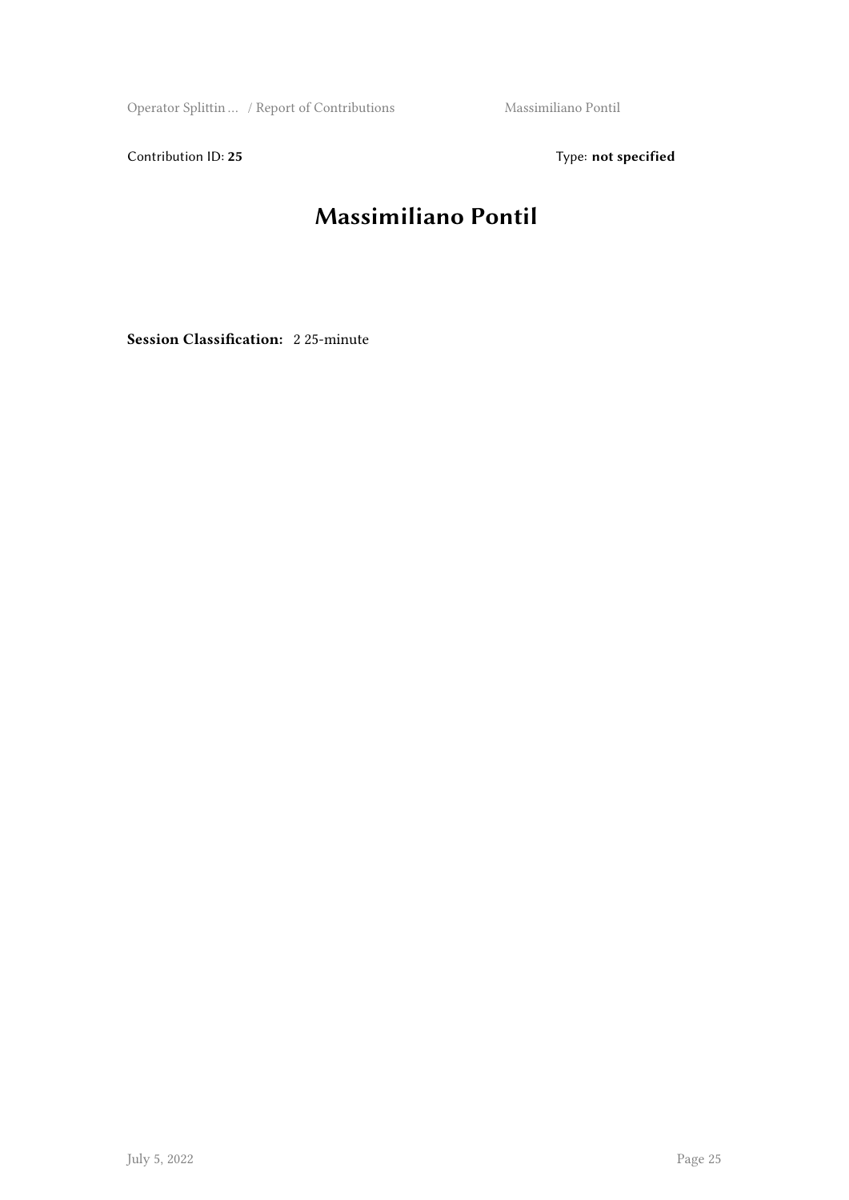Contribution ID: **25** Type: **not specified**

# Massimiliano Pontil

**Session Classification:** 2 25-minute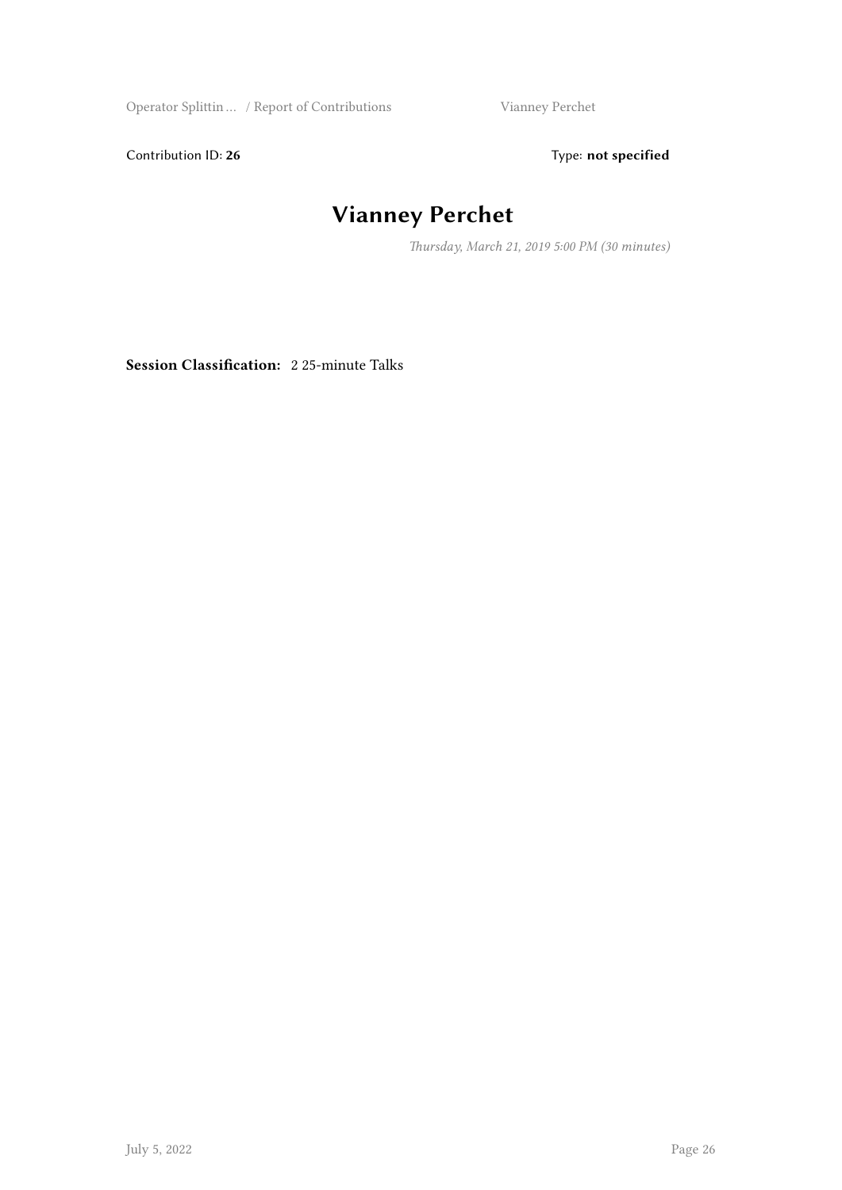Contribution ID: **26** Type: **not specified**

# Vianney Perchet

*Thursday, March 21, 2019 5:00 PM (30 minutes)*

**Session Classification:** 2 25-minute Talks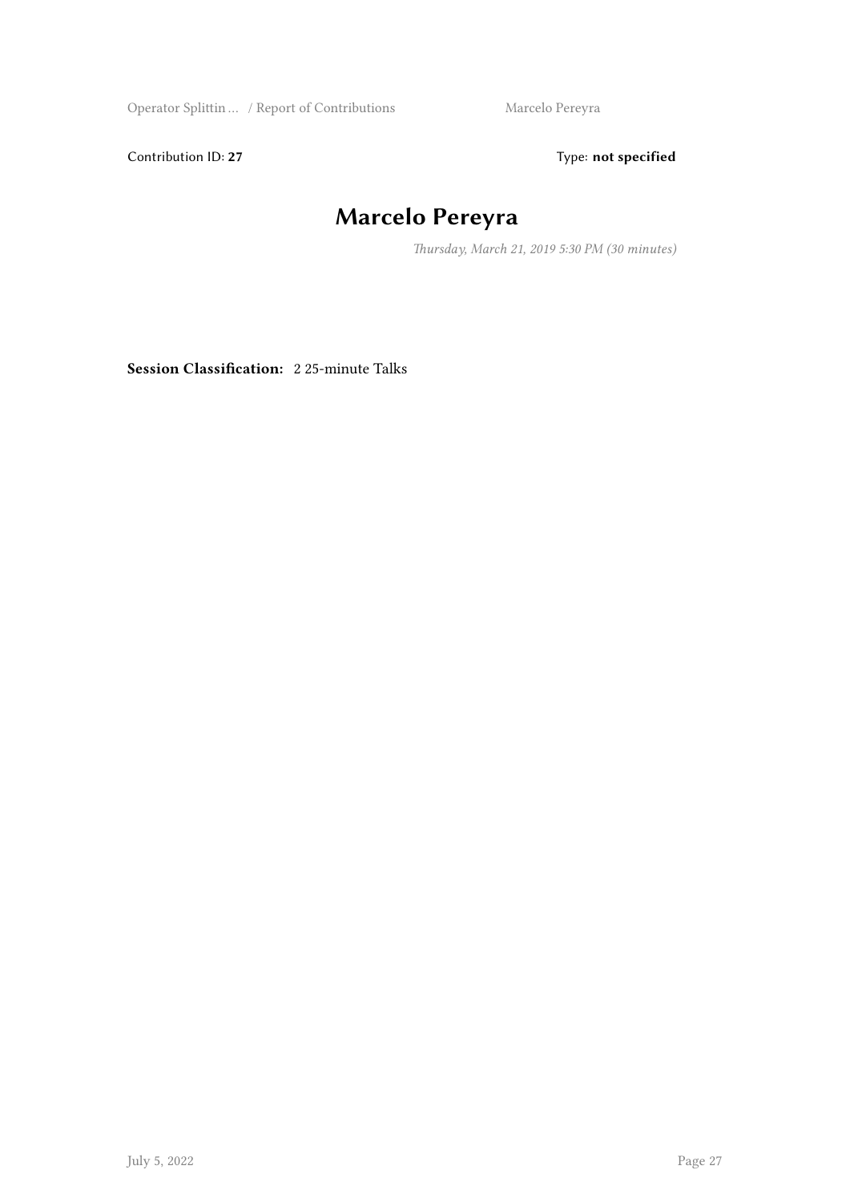Contribution ID: **27** Type: **not specified**

# Marcelo Pereyra

*Thursday, March 21, 2019 5:30 PM (30 minutes)*

**Session Classification:** 2 25-minute Talks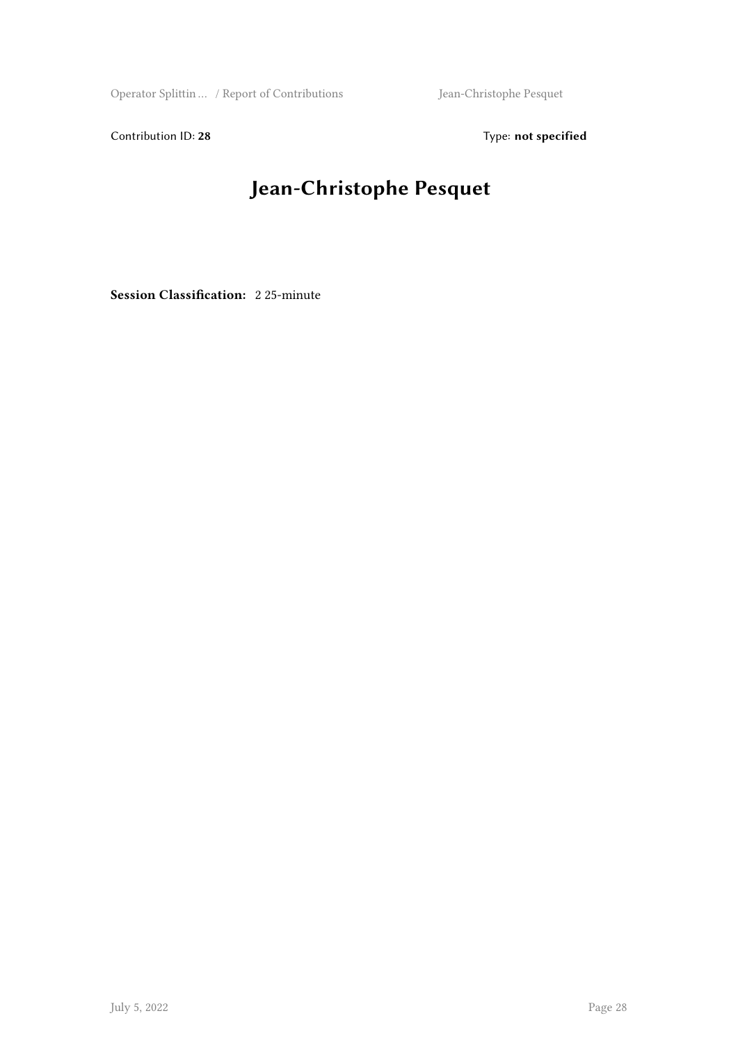Contribution ID: **28** Type: **not specified**

# Jean-Christophe Pesquet

**Session Classification:** 2 25-minute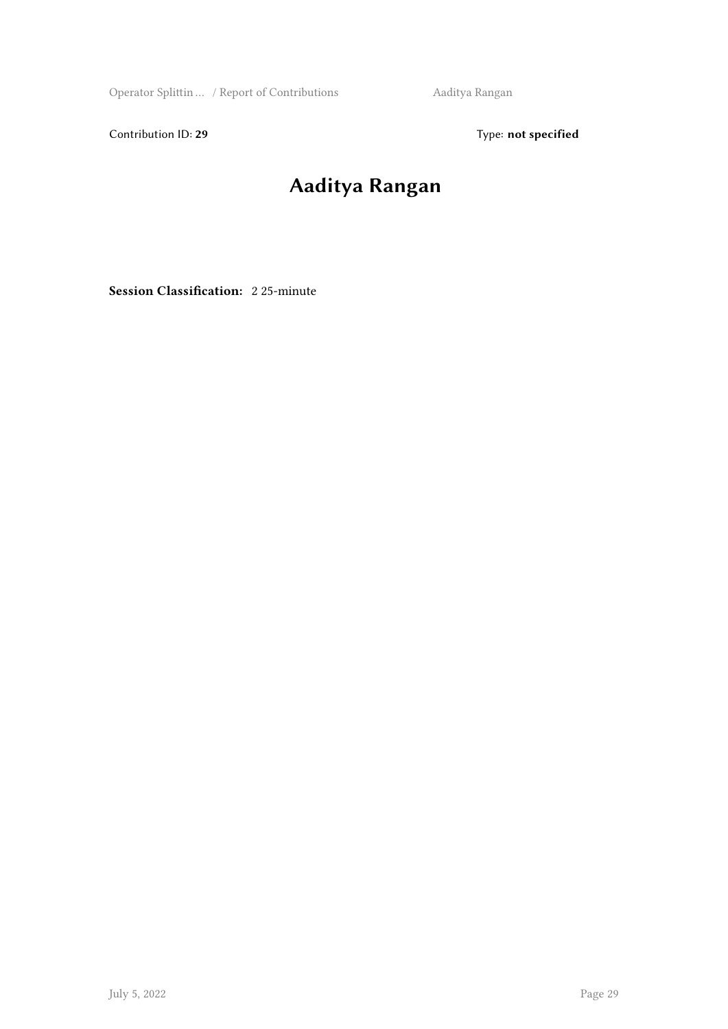Contribution ID: **29**

Type: **not specified**

# Aaditya Rangan

**Session Classification:** 2 25-minute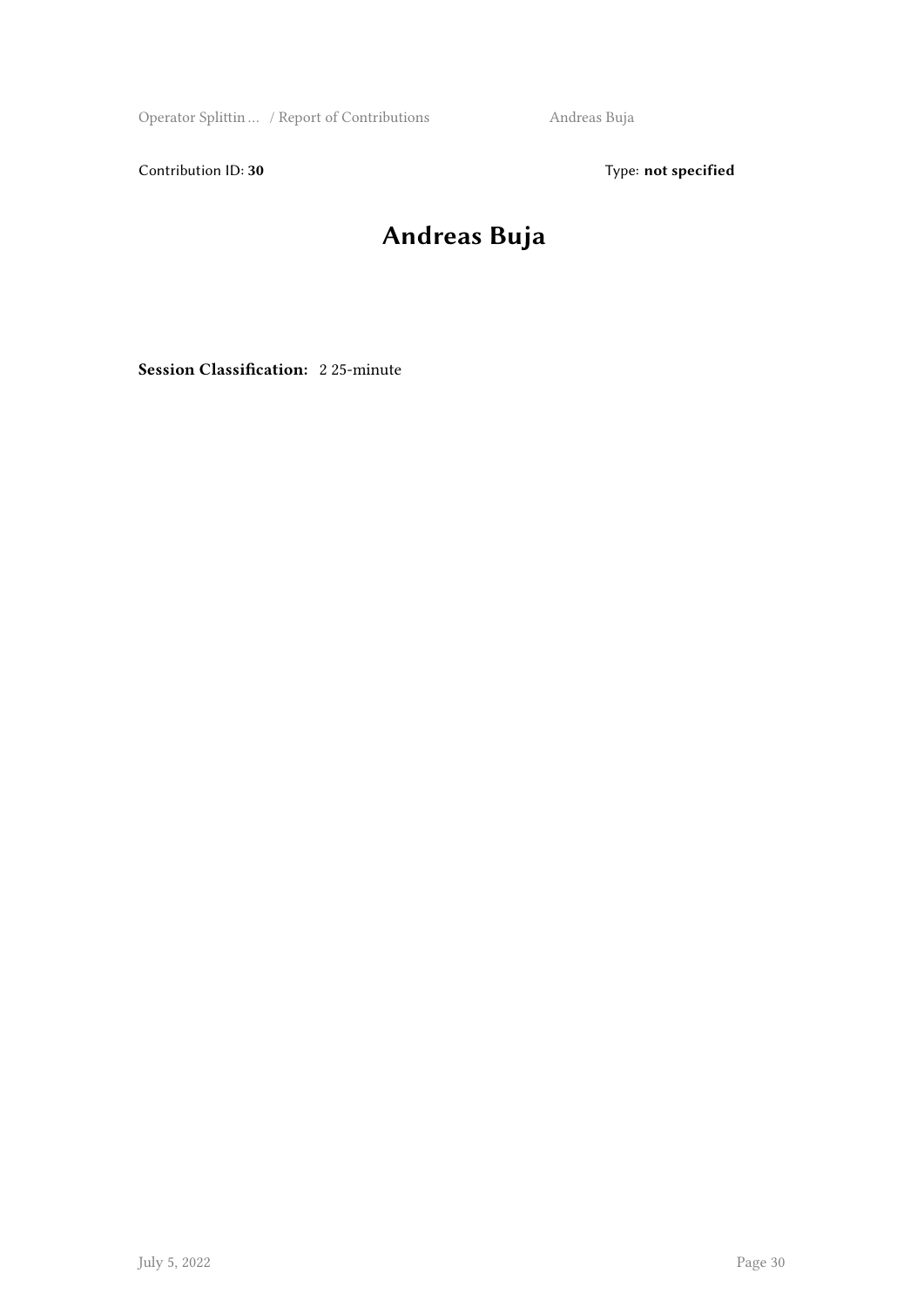Contribution ID: **30**

Type: **not specified**

# Andreas Buja

**Session Classification:** 2 25-minute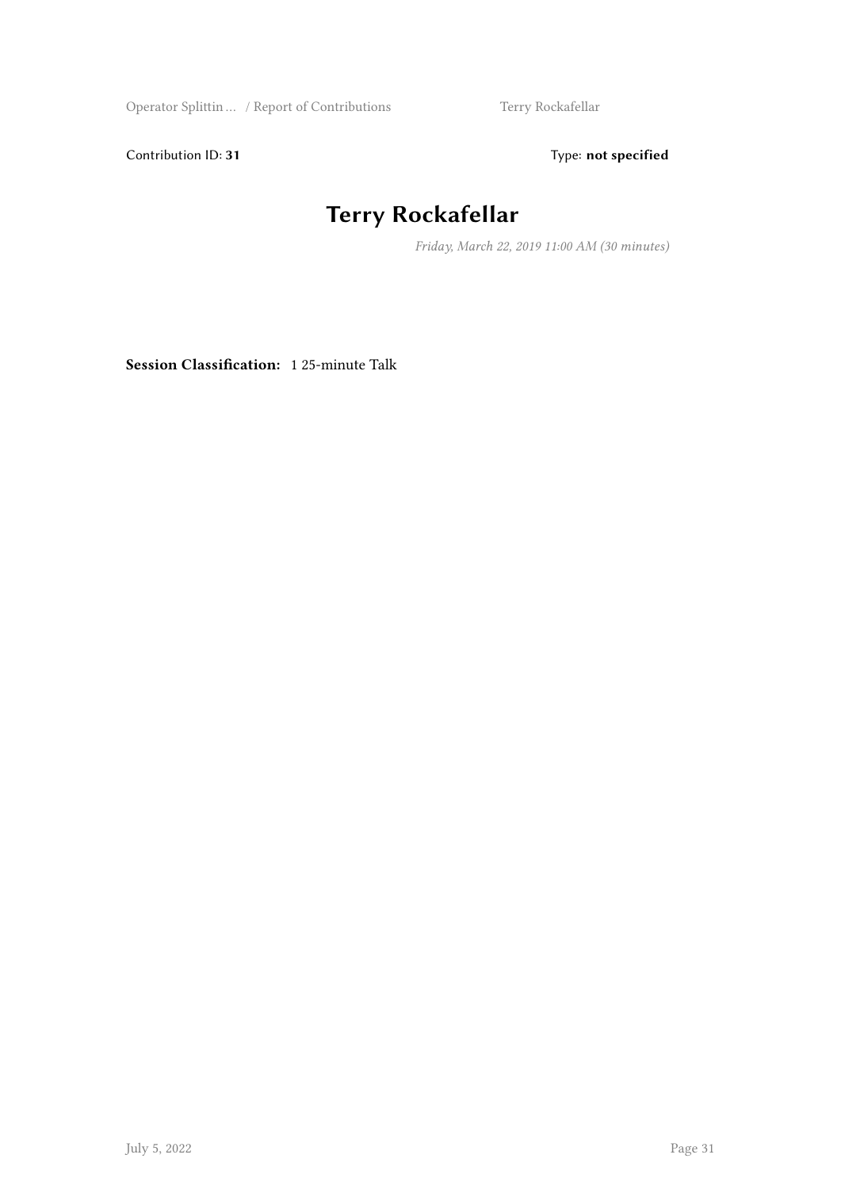Contribution ID: **31**

Type: **not specified**

# Terry Rockafellar

*Friday, March 22, 2019 11:00 AM (30 minutes)*

**Session Classification:** 1 25-minute Talk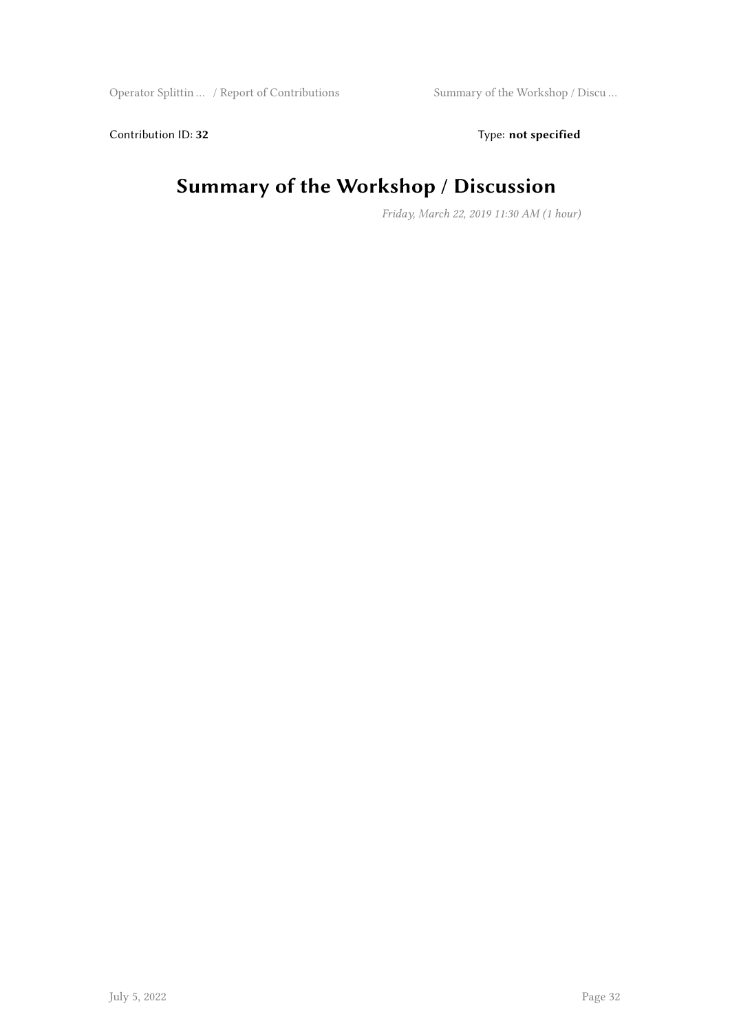Contribution ID: **32** Type: **not specified**

# Summary of the Workshop / Discussion

*Friday, March 22, 2019 11:30 AM (1 hour)*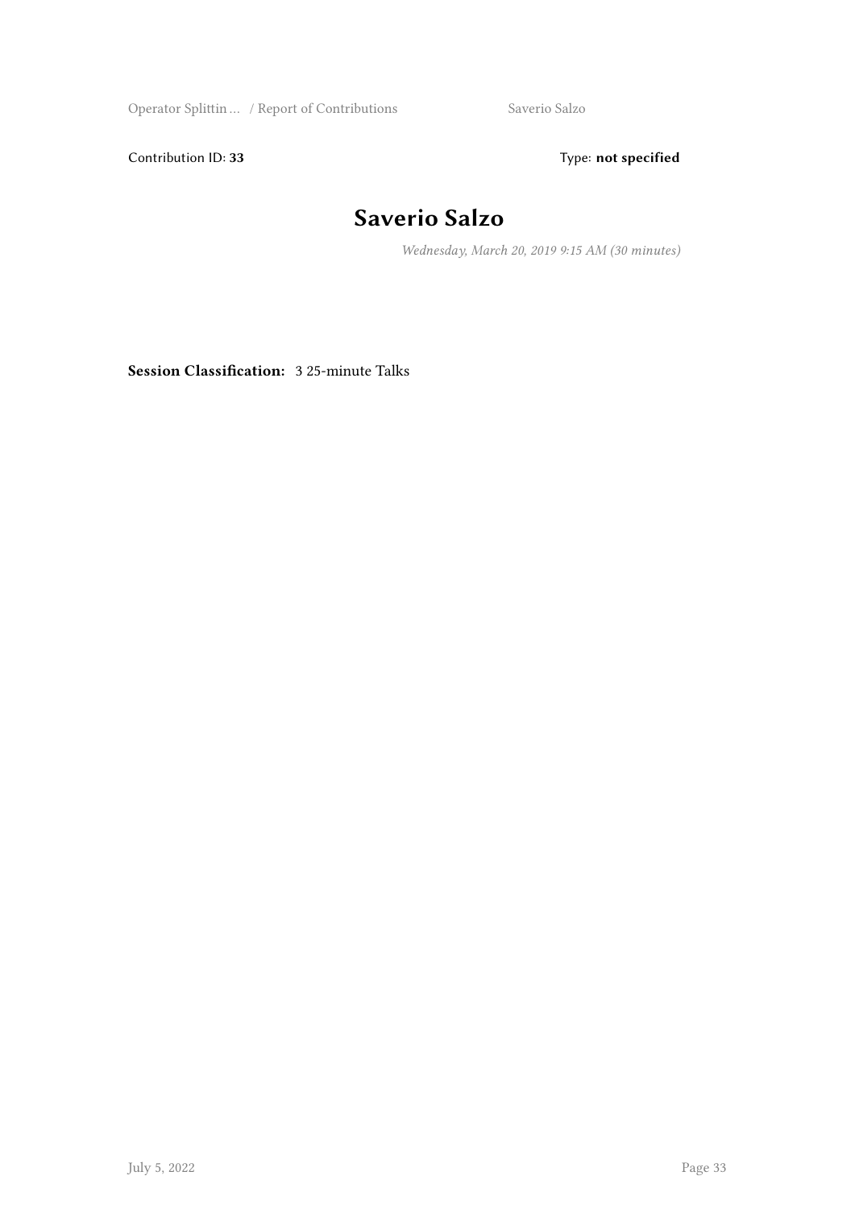Contribution ID: **33** Type: **not specified**

# Saverio Salzo

*Wednesday, March 20, 2019 9:15 AM (30 minutes)*

**Session Classification:** 3 25-minute Talks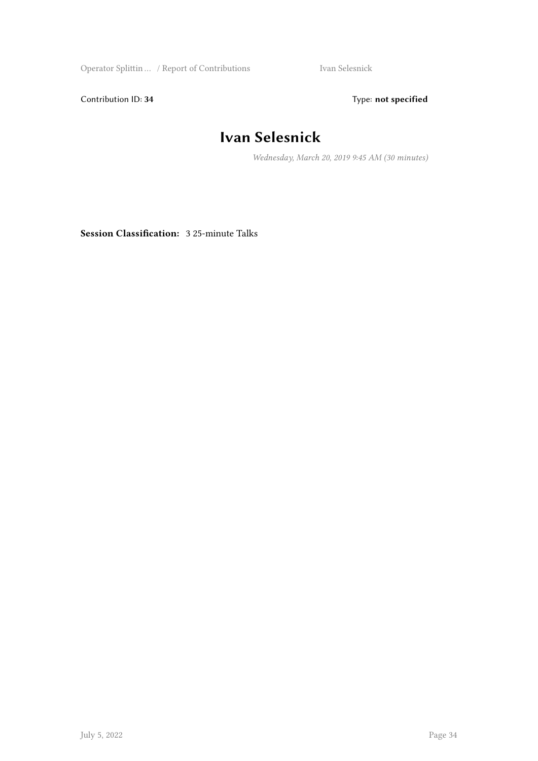Contribution ID: **34** Type: **not specified**

# Ivan Selesnick

*Wednesday, March 20, 2019 9:45 AM (30 minutes)*

**Session Classification:** 3 25-minute Talks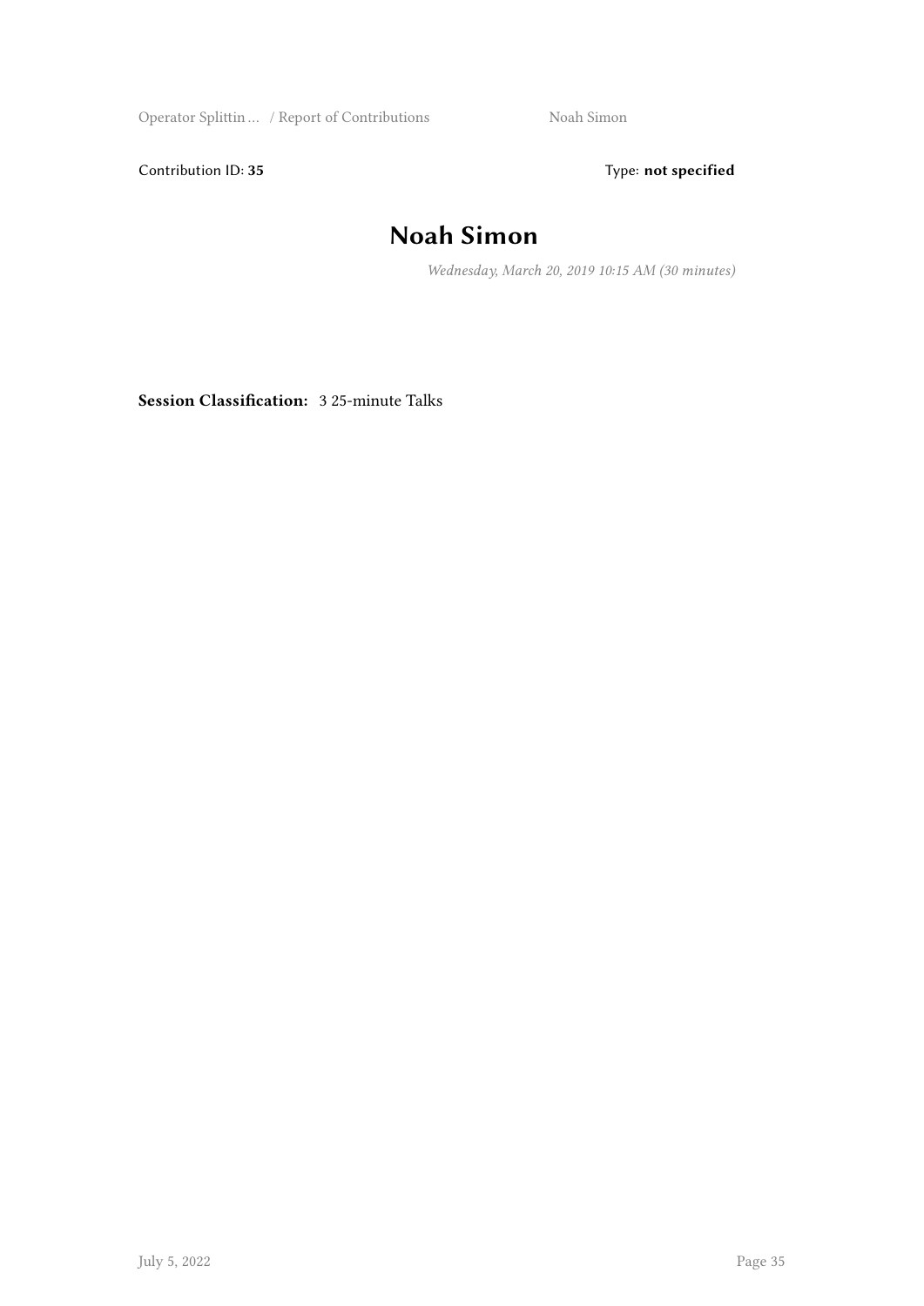Contribution ID: **35** Type: **not specified**

# Noah Simon

*Wednesday, March 20, 2019 10:15 AM (30 minutes)*

**Session Classification:** 3 25-minute Talks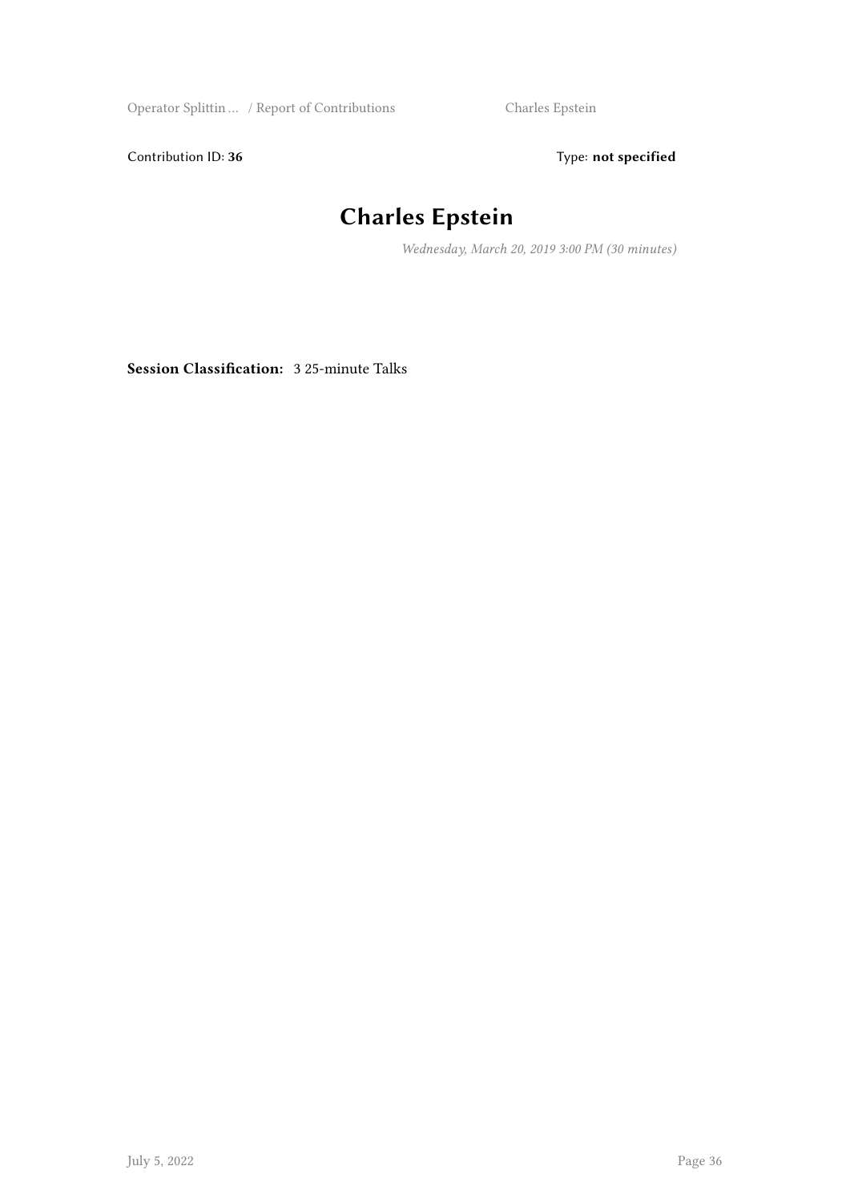Contribution ID: **36** Type: **not specified**

# Charles Epstein

*Wednesday, March 20, 2019 3:00 PM (30 minutes)*

**Session Classification:** 3 25-minute Talks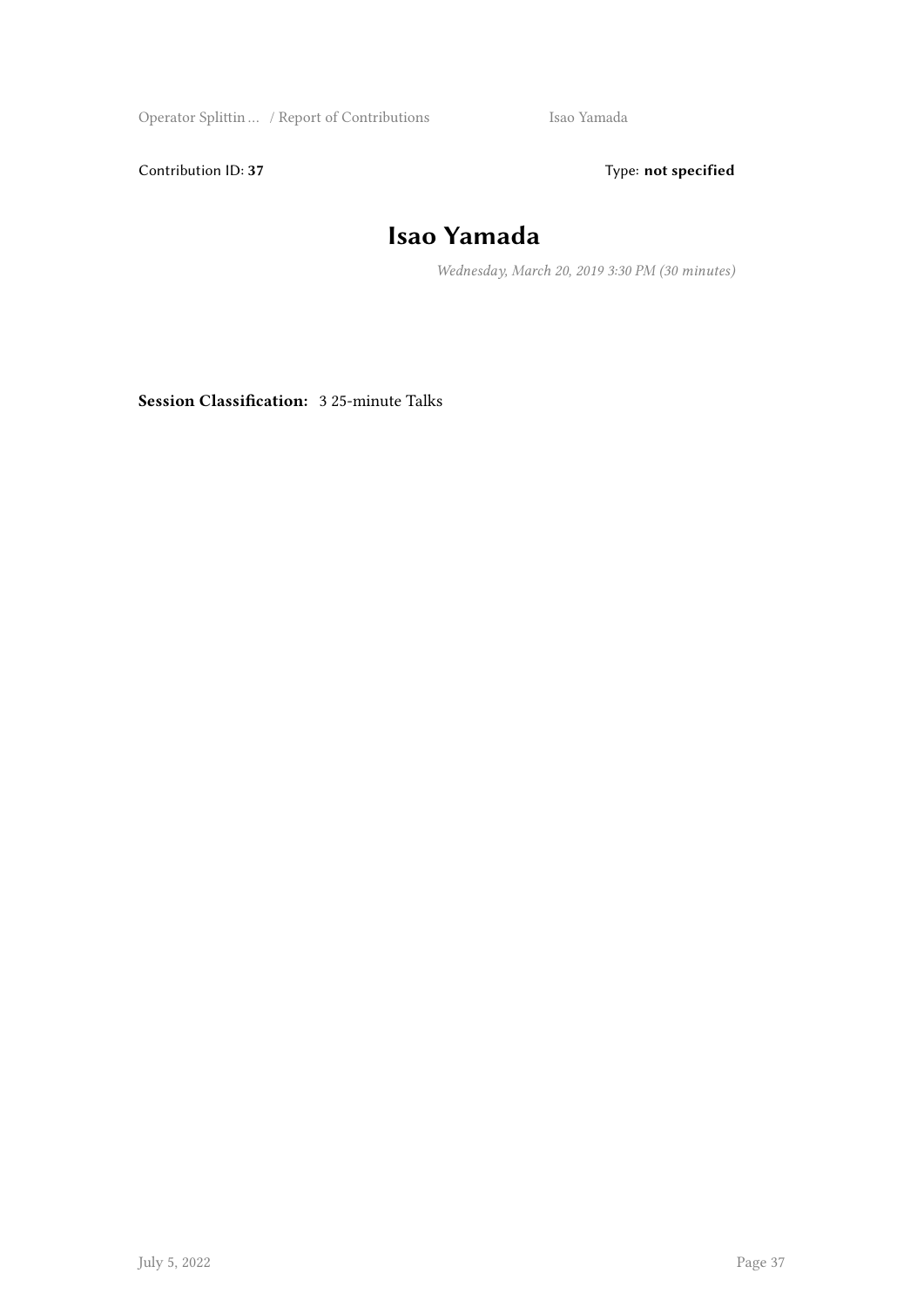Contribution ID: **37** Type: **not specified**

# Isao Yamada

*Wednesday, March 20, 2019 3:30 PM (30 minutes)*

**Session Classification:** 3 25-minute Talks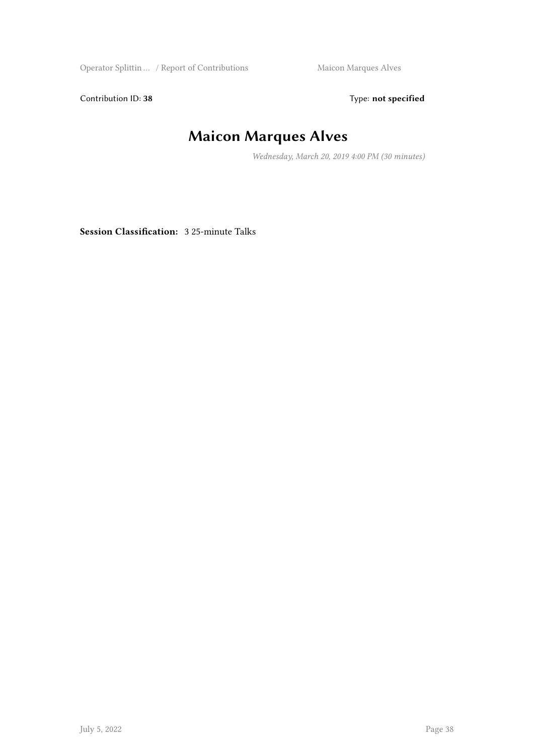Contribution ID: **38** Type: **not specified**

# Maicon Marques Alves

*Wednesday, March 20, 2019 4:00 PM (30 minutes)*

**Session Classification:** 3 25-minute Talks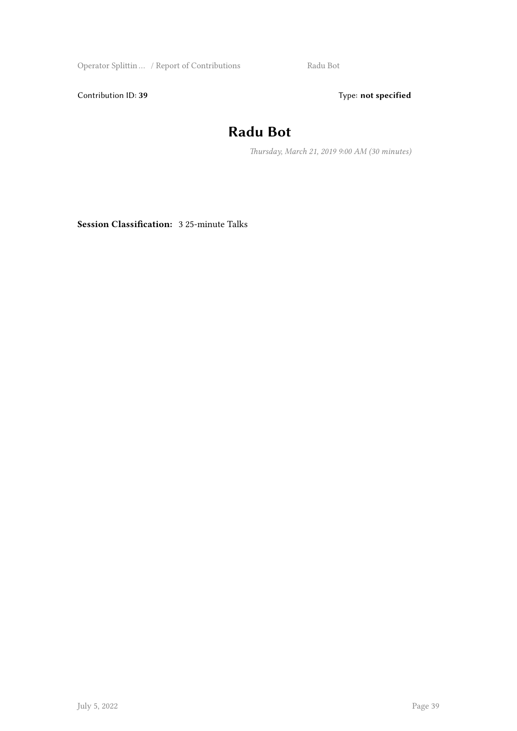Contribution ID: **39**

Type: **not specified**

# Radu Bot

*Thursday, March 21, 2019 9:00 AM (30 minutes)*

**Session Classification:** 3 25-minute Talks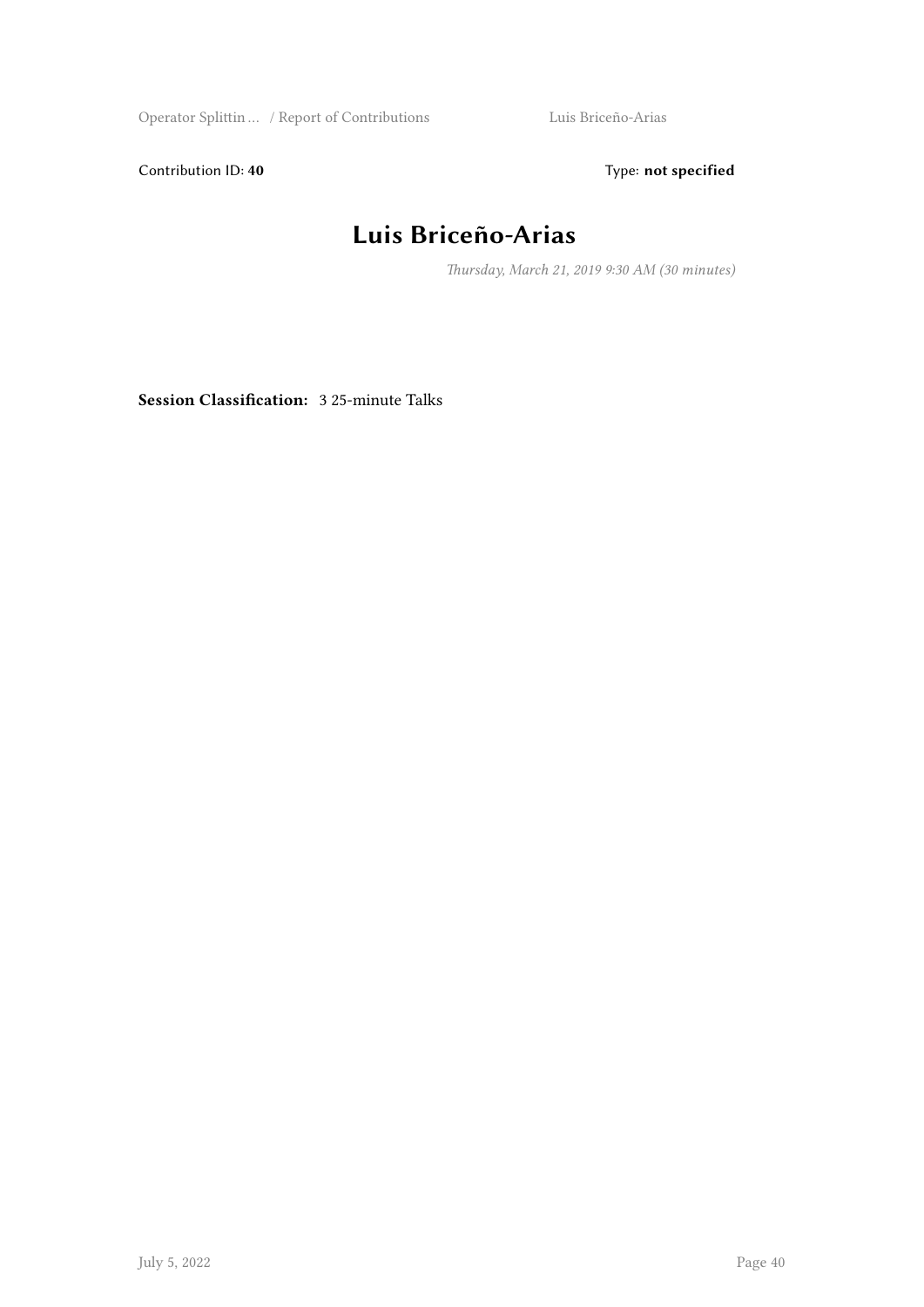Contribution ID: **40** Type: **not specified**

# Luis Briceño-Arias

*Thursday, March 21, 2019 9:30 AM (30 minutes)*

**Session Classification:** 3 25-minute Talks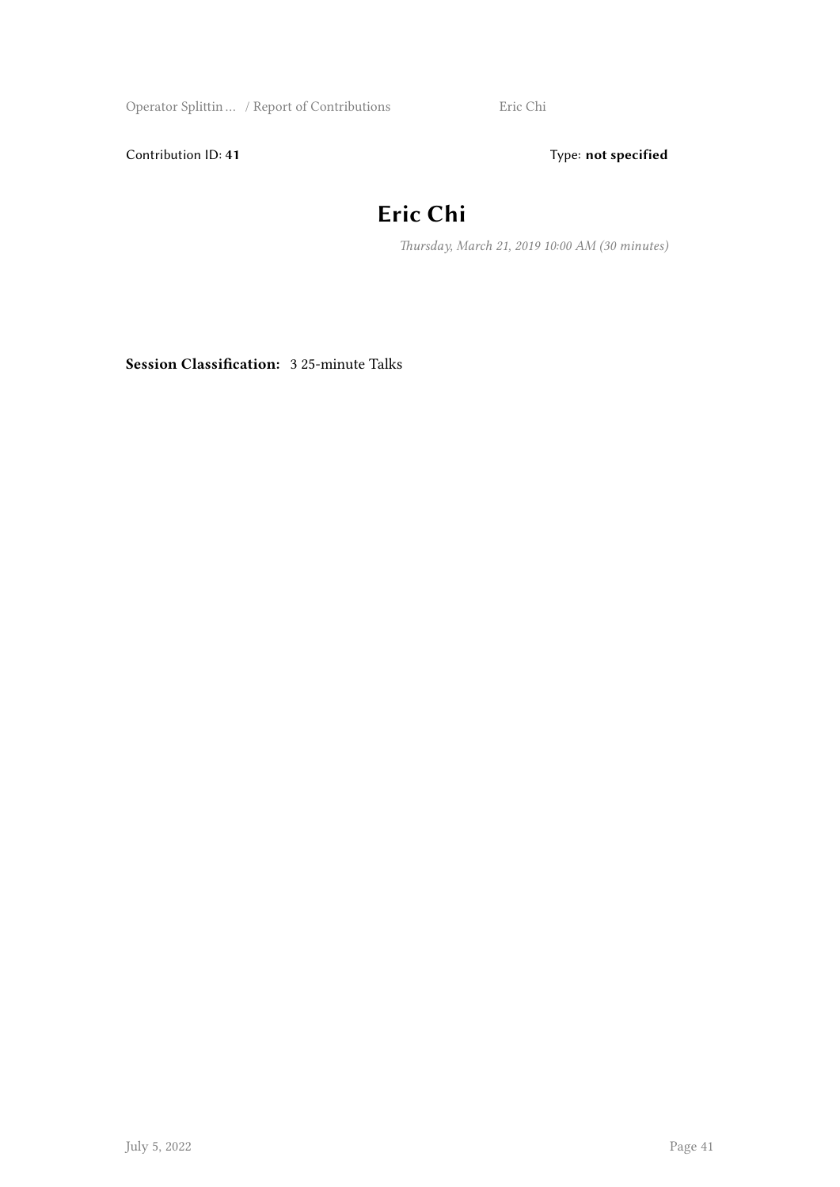Contribution ID: **41** Type: **not specified**

# Eric Chi

*Thursday, March 21, 2019 10:00 AM (30 minutes)*

**Session Classification:** 3 25-minute Talks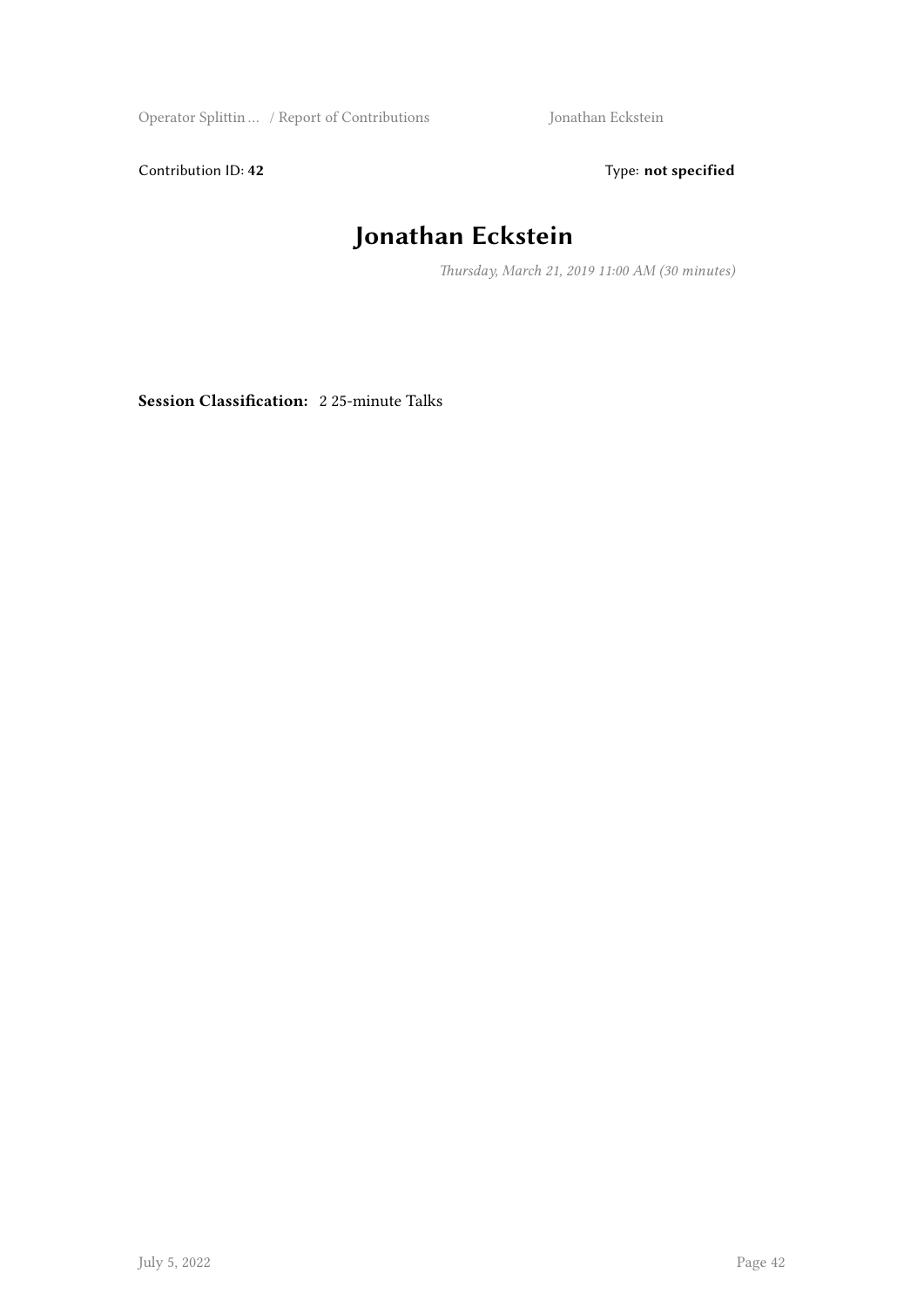Contribution ID: **42** Type: **not specified**

# Jonathan Eckstein

*Thursday, March 21, 2019 11:00 AM (30 minutes)*

**Session Classification:** 2 25-minute Talks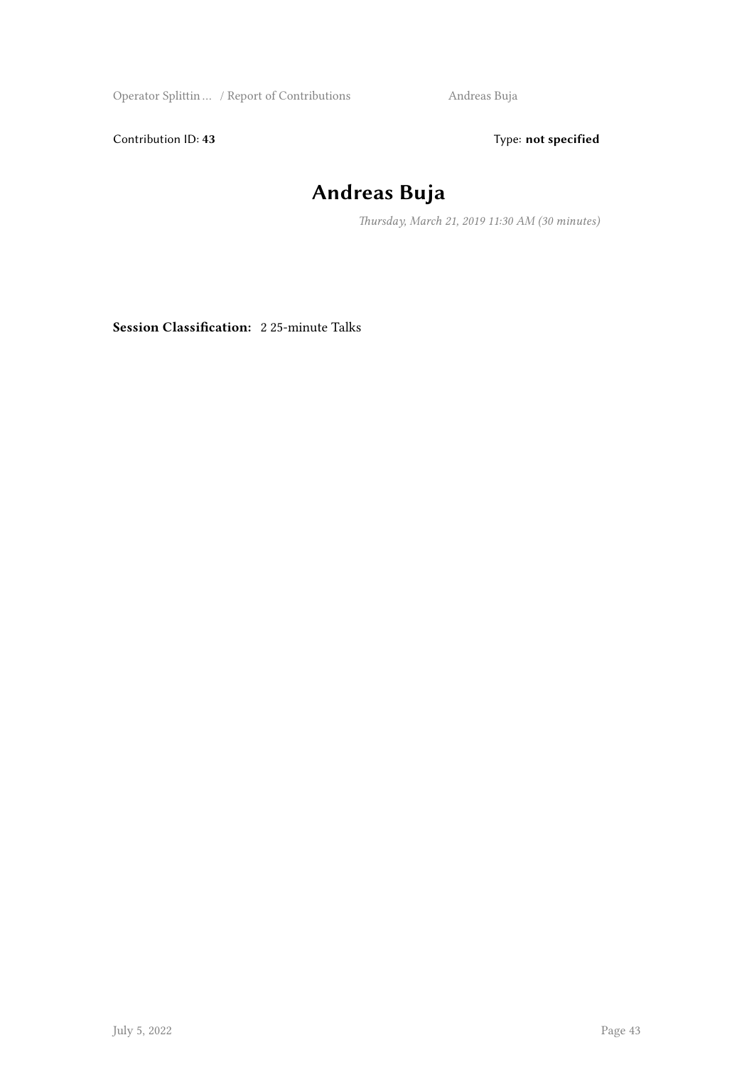Contribution ID: **43**

Type: **not specified**

# Andreas Buja

*Thursday, March 21, 2019 11:30 AM (30 minutes)*

**Session Classification:** 2 25-minute Talks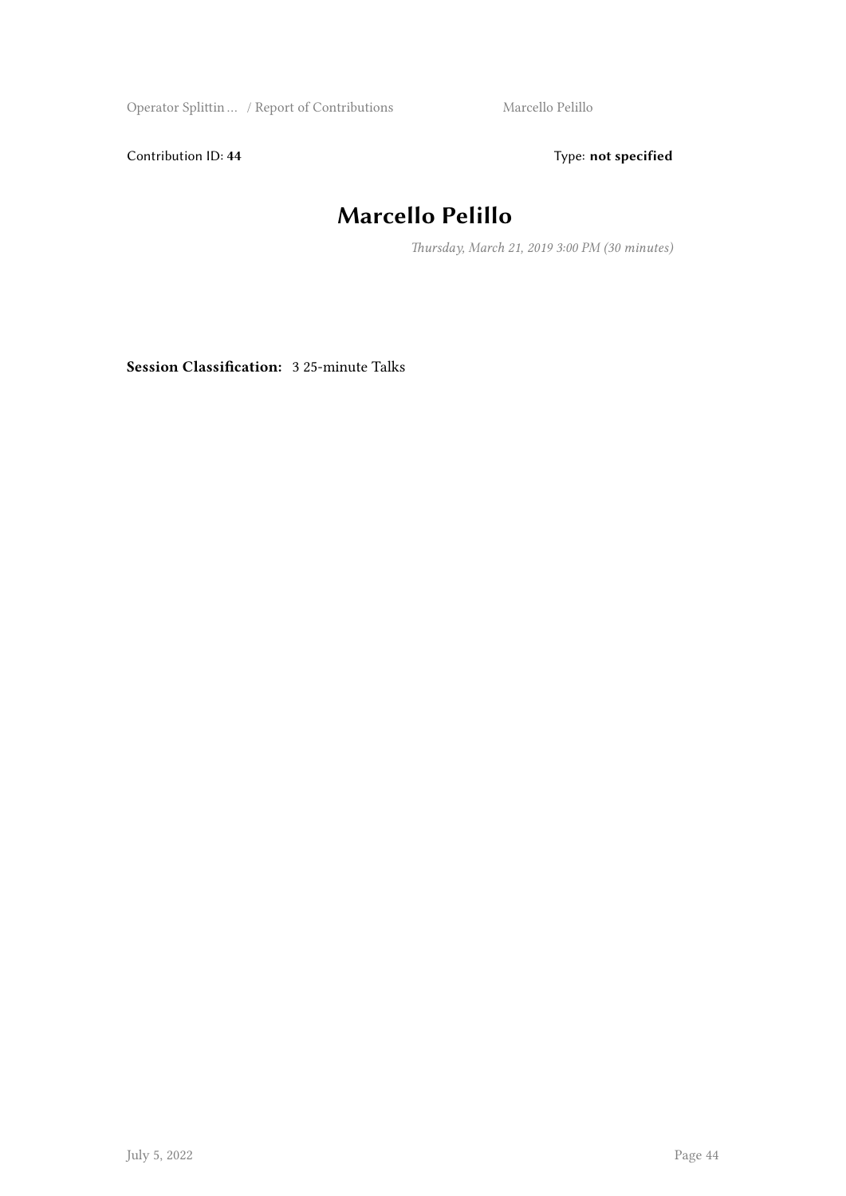Contribution ID: **44** Type: **not specified**

# Marcello Pelillo

*Thursday, March 21, 2019 3:00 PM (30 minutes)*

**Session Classification:** 3 25-minute Talks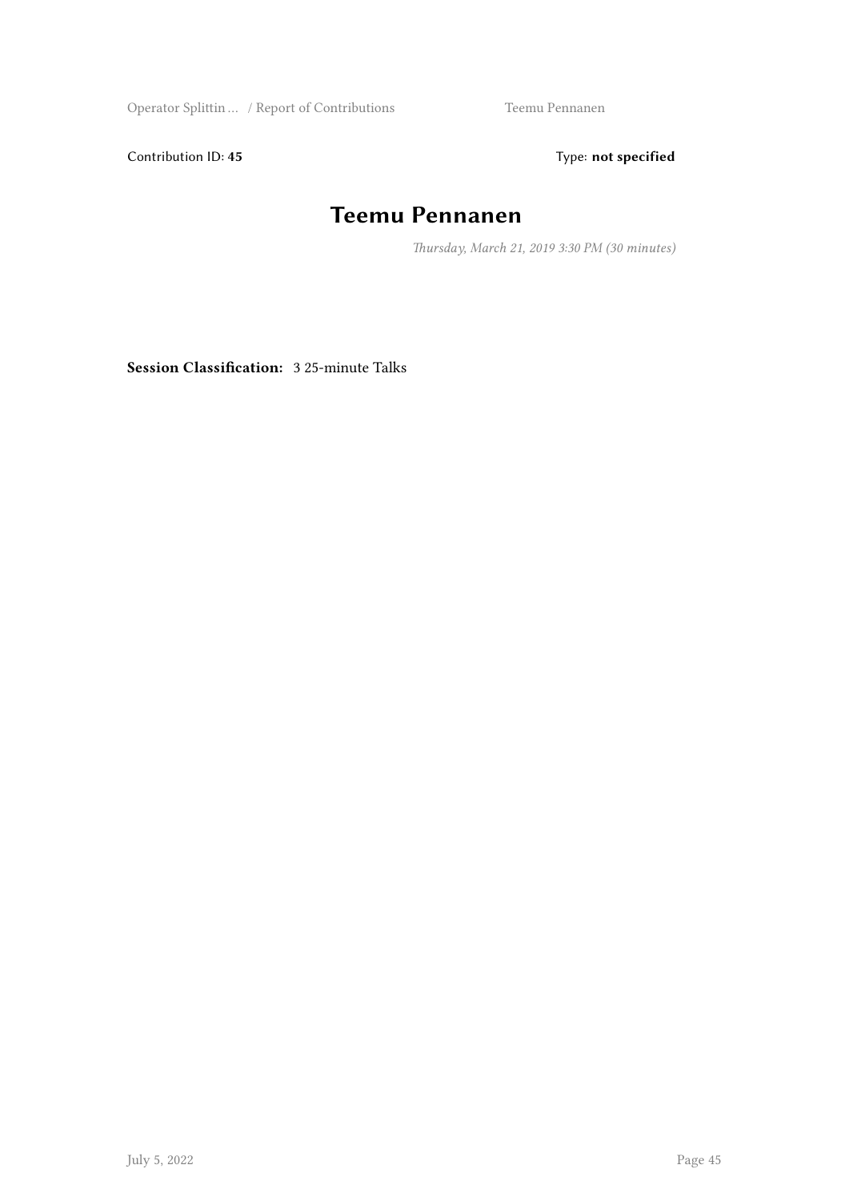Contribution ID: **45** Type: **not specified**

# Teemu Pennanen

*Thursday, March 21, 2019 3:30 PM (30 minutes)*

**Session Classification:** 3 25-minute Talks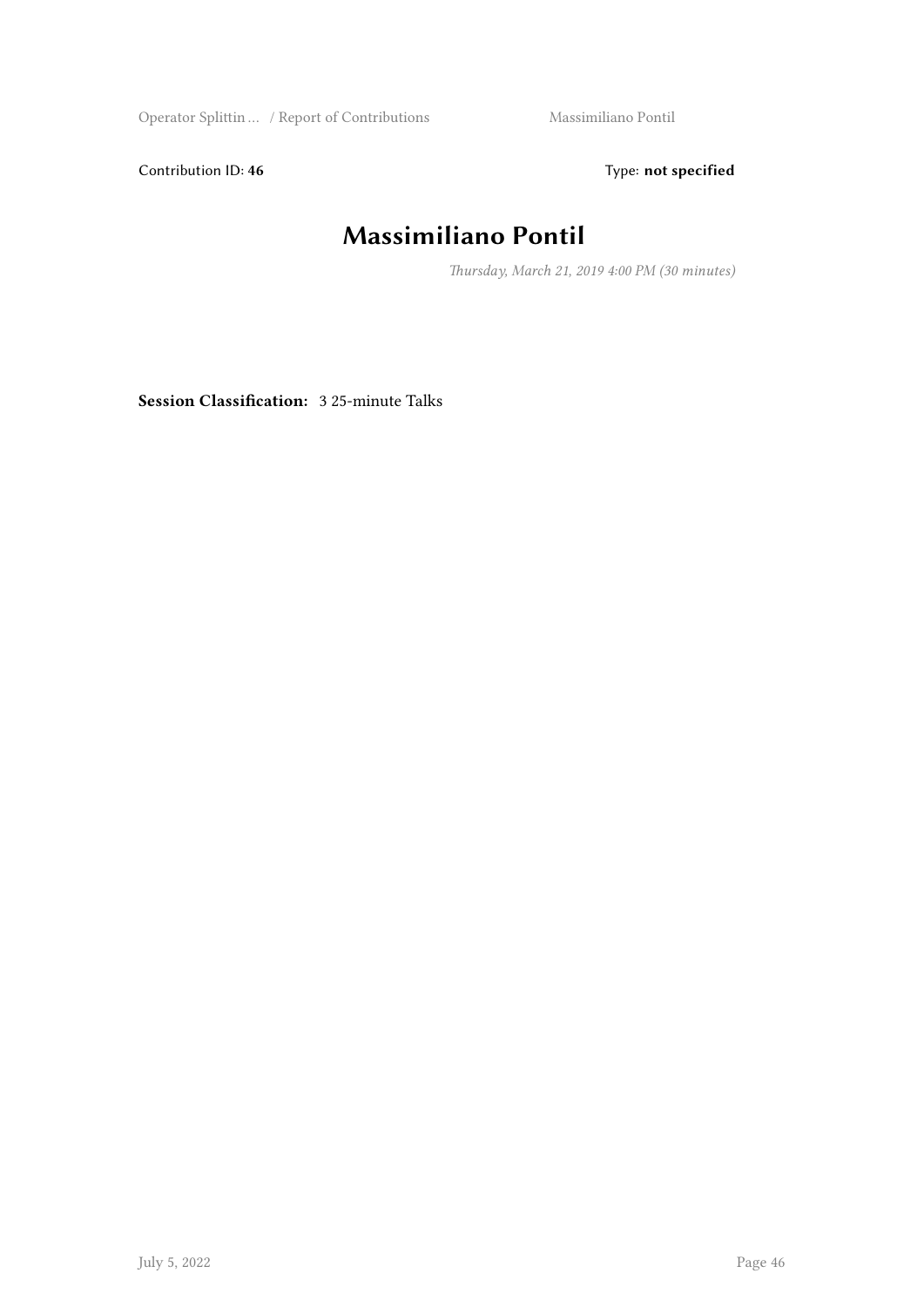Contribution ID: **46** Type: **not specified**

# Massimiliano Pontil

*Thursday, March 21, 2019 4:00 PM (30 minutes)*

**Session Classification:** 3 25-minute Talks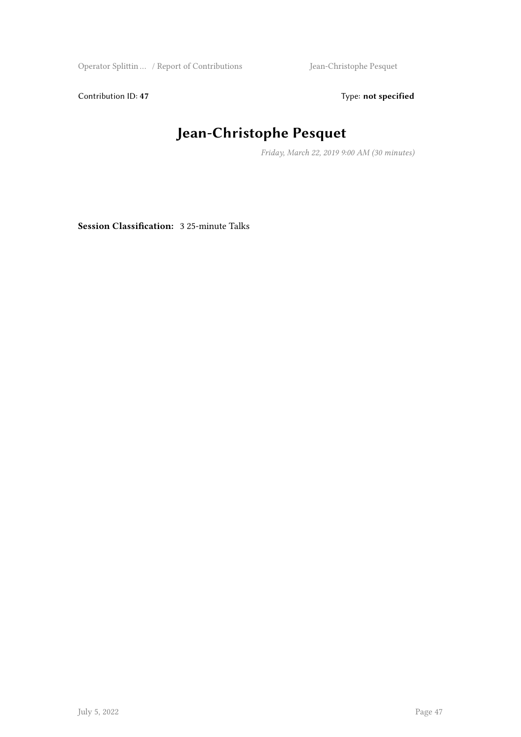Contribution ID: **47** Type: **not specified**

# Jean-Christophe Pesquet

*Friday, March 22, 2019 9:00 AM (30 minutes)*

**Session Classification:** 3 25-minute Talks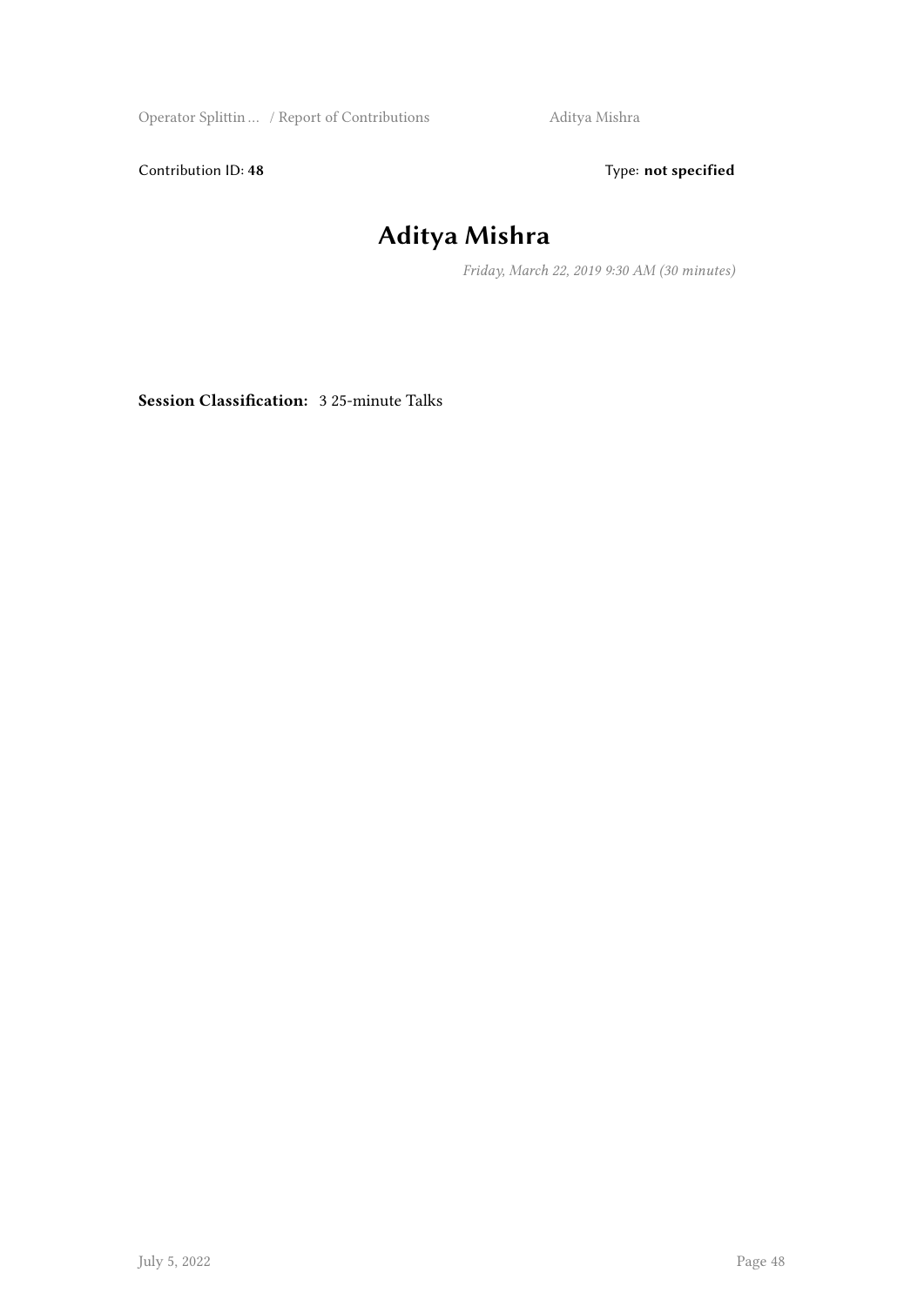Contribution ID: **48**

Type: **not specified**

# Aditya Mishra

*Friday, March 22, 2019 9:30 AM (30 minutes)*

**Session Classification:** 3 25-minute Talks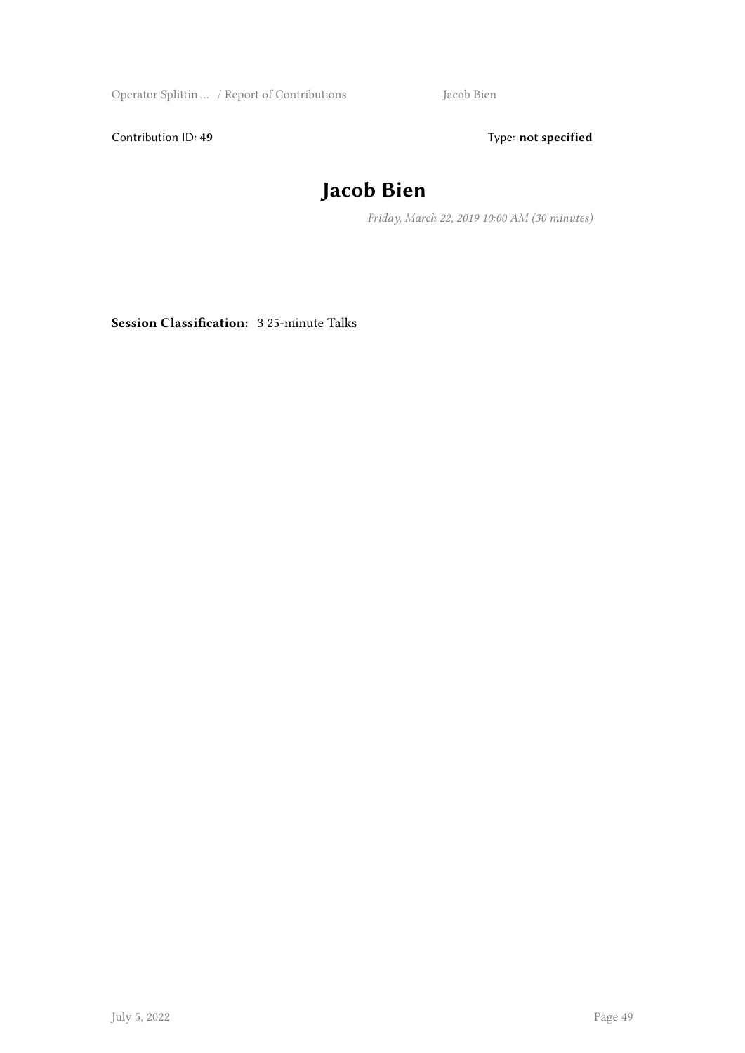Contribution ID: **49** Type: **not specified**

# Jacob Bien

*Friday, March 22, 2019 10:00 AM (30 minutes)*

**Session Classification:** 3 25-minute Talks